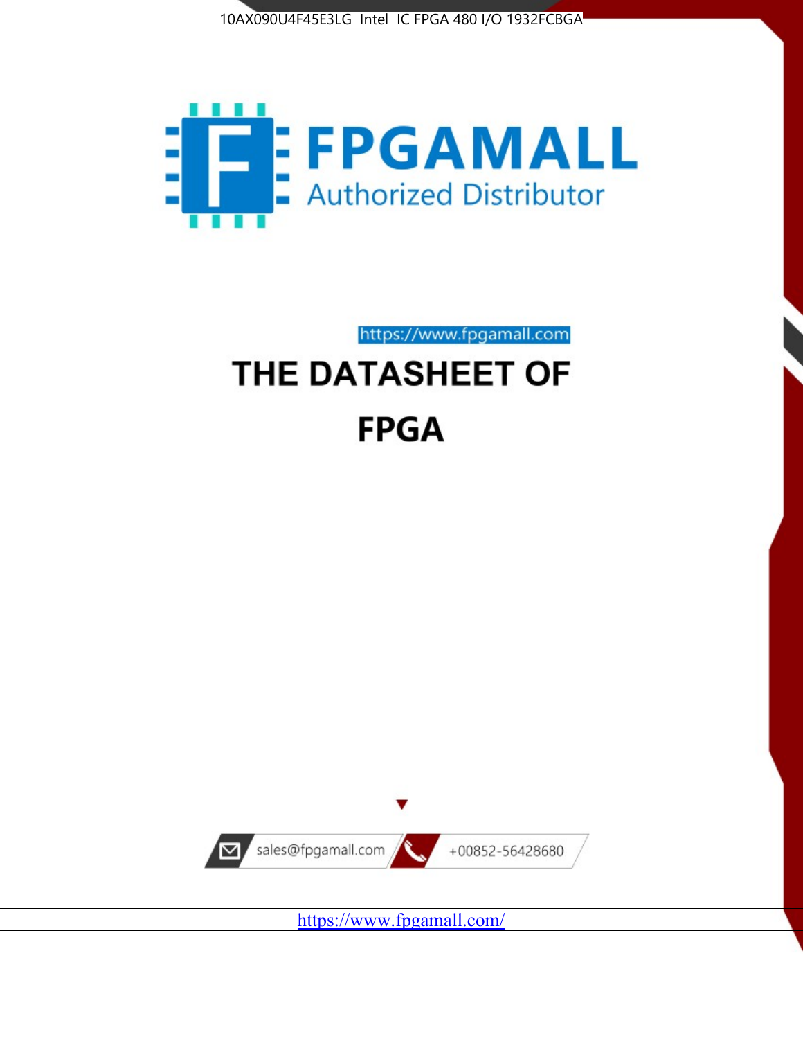10AX090U4F45E3LG Intel IC FPGA 480 I/O 1932FCBGA

FPGAMALL

Authorized Distributor

https://www.fpgamall.com

# THE DATASHEET OF FPGA

sales@fpgamall.com

+00852-56428680

https://www.fpgamall.com/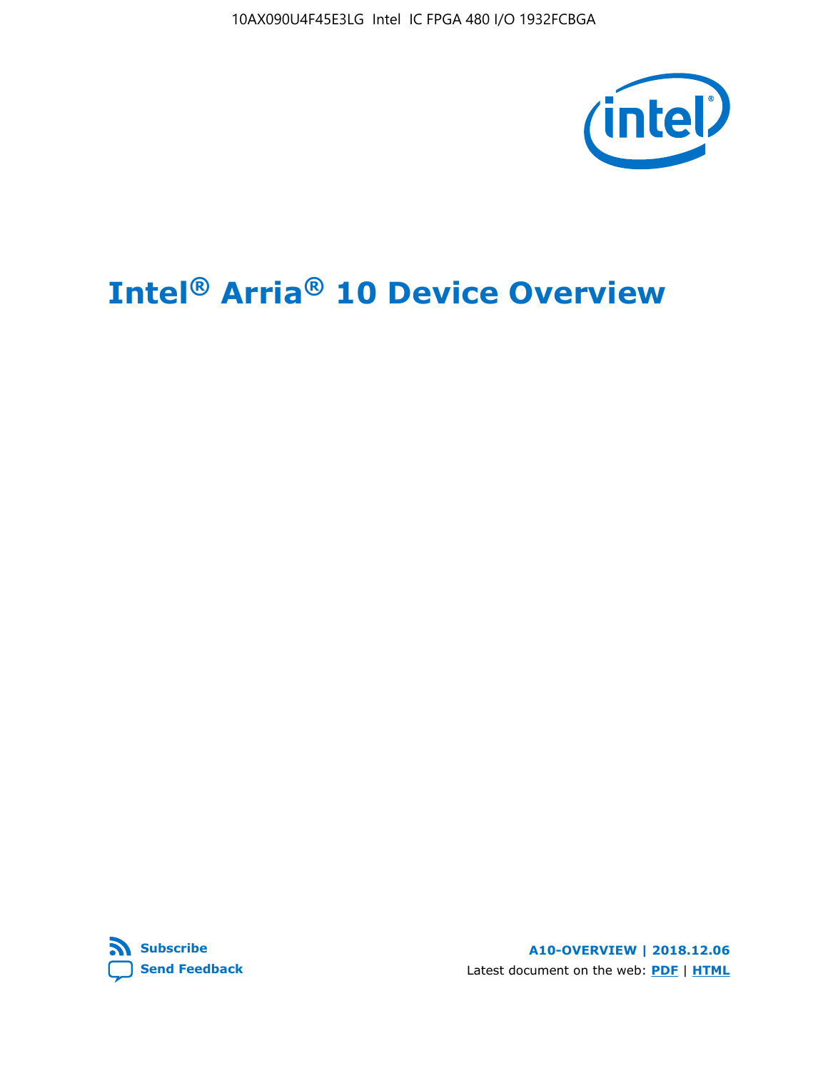# Intel® Arria® 10 Device Overview

**Subscribe**

**Send Feedback**

**A10-OVERVIEW | 2018.12.06**

Latest document on the web: **PDF** | **HTML**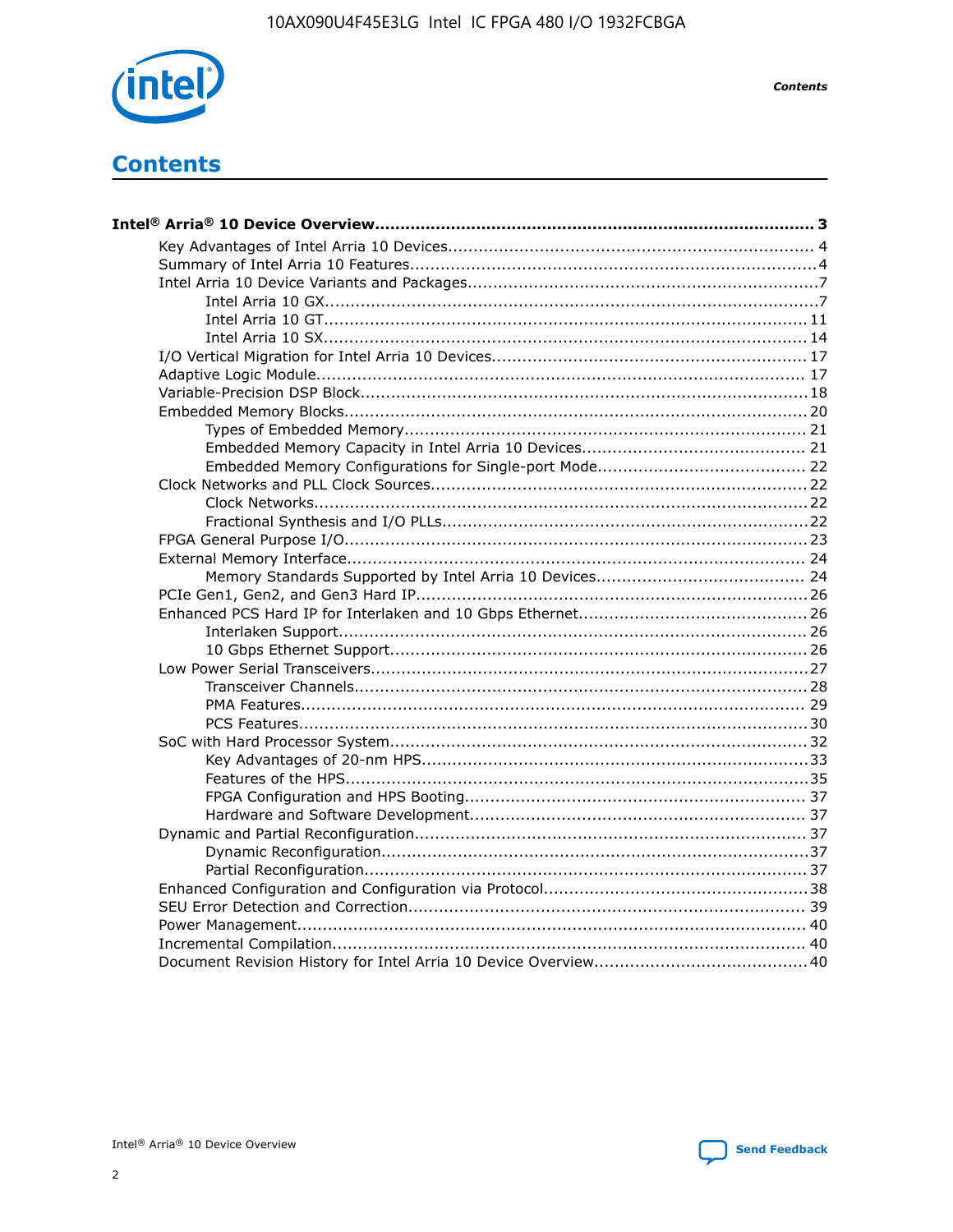# Contents

**Intel® Arria® 10 Device Overview...................................................................................... 3**

- Key Advantages of Intel Arria 10 Devices........................................................................ 4
- Summary of Intel Arria 10 Features................................................................................4
- Intel Arria 10 Device Variants and Packages....................................................................7
    - Intel Arria 10 GX.................................................................................................7
    - Intel Arria 10 GT............................................................................................... 11
    - Intel Arria 10 SX............................................................................................... 14
- I/O Vertical Migration for Intel Arria 10 Devices............................................................. 17
- Adaptive Logic Module................................................................................................ 17
- Variable-Precision DSP Block.......................................................................................18
- Embedded Memory Blocks........................................................................................... 20
    - Types of Embedded Memory............................................................................... 21
    - Embedded Memory Capacity in Intel Arria 10 Devices............................................ 21
    - Embedded Memory Configurations for Single-port Mode......................................... 22
- Clock Networks and PLL Clock Sources.........................................................................22
    - Clock Networks.................................................................................................22
    - Fractional Synthesis and I/O PLLs........................................................................22
- FPGA General Purpose I/O..........................................................................................23
- External Memory Interface.......................................................................................... 24
    - Memory Standards Supported by Intel Arria 10 Devices......................................... 24
- PCIe Gen1, Gen2, and Gen3 Hard IP.............................................................................26
- Enhanced PCS Hard IP for Interlaken and 10 Gbps Ethernet.............................................26
    - Interlaken Support............................................................................................ 26
    - 10 Gbps Ethernet Support.................................................................................. 26
- Low Power Serial Transceivers.....................................................................................27
    - Transceiver Channels.........................................................................................28
    - PMA Features................................................................................................... 29
    - PCS Features....................................................................................................30
- SoC with Hard Processor System.................................................................................. 32
    - Key Advantages of 20-nm HPS............................................................................33
    - Features of the HPS...........................................................................................35
    - FPGA Configuration and HPS Booting................................................................... 37
    - Hardware and Software Development.................................................................. 37
- Dynamic and Partial Reconfiguration............................................................................37
    - Dynamic Reconfiguration...................................................................................37
    - Partial Reconfiguration......................................................................................37
- Enhanced Configuration and Configuration via Protocol...................................................38
- SEU Error Detection and Correction............................................................................. 39
- Power Management................................................................................................... 40
- Incremental Compilation............................................................................................ 40
- Document Revision History for Intel Arria 10 Device Overview.........................................40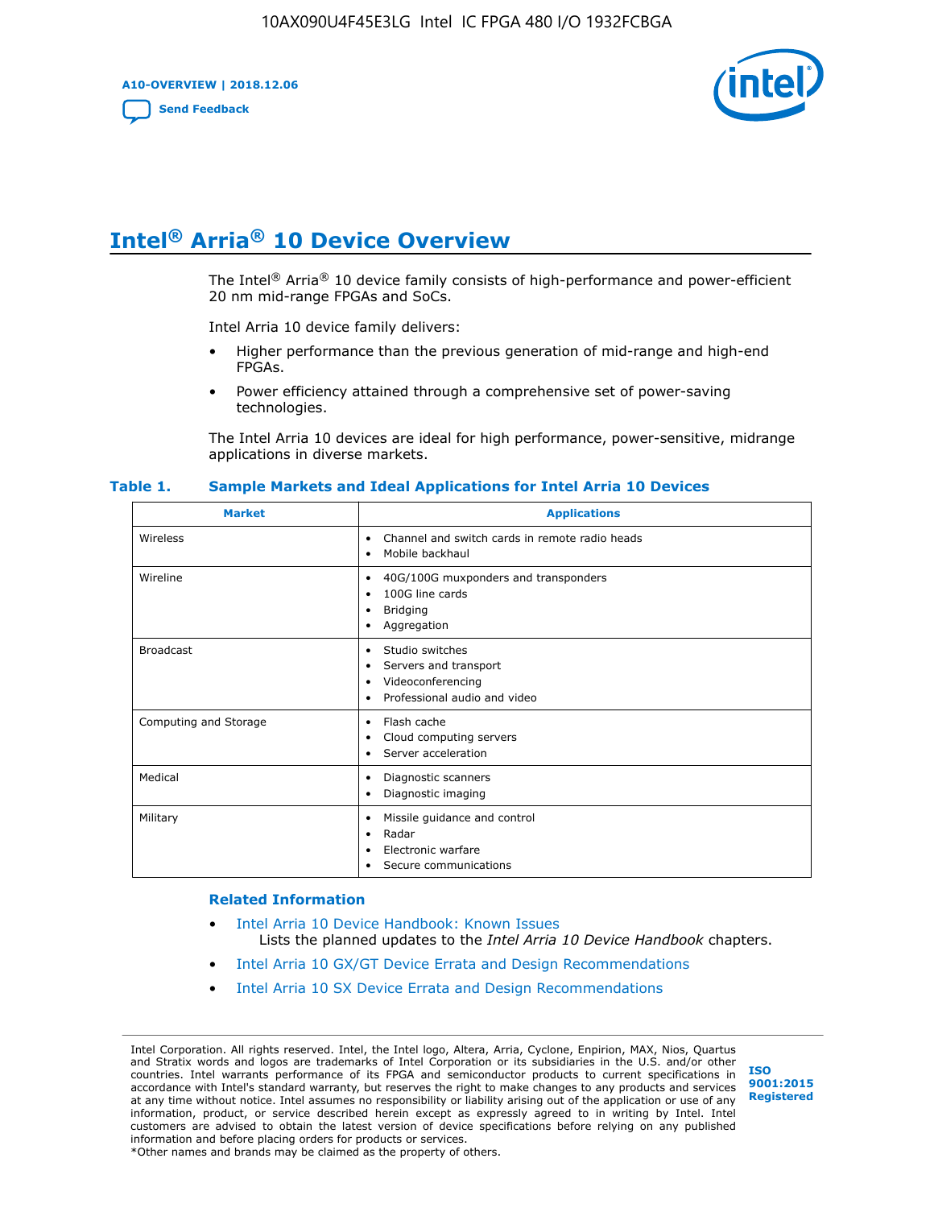# Intel® Arria® 10 Device Overview

The Intel® Arria® 10 device family consists of high-performance and power-efficient 20 nm mid-range FPGAs and SoCs.

Intel Arria 10 device family delivers:

- Higher performance than the previous generation of mid-range and high-end FPGAs.
- Power efficiency attained through a comprehensive set of power-saving technologies.

The Intel Arria 10 devices are ideal for high performance, power-sensitive, midrange applications in diverse markets.

**Table 1. Sample Markets and Ideal Applications for Intel Arria 10 Devices**

| Market | Applications |
|---|---|
| Wireless | • Channel and switch cards in remote radio heads<br>• Mobile backhaul |
| Wireline | • 40G/100G muxponders and transponders<br>• 100G line cards<br>• Bridging<br>• Aggregation |
| Broadcast | • Studio switches<br>• Servers and transport<br>• Videoconferencing<br>• Professional audio and video |
| Computing and Storage | • Flash cache<br>• Cloud computing servers<br>• Server acceleration |
| Medical | • Diagnostic scanners<br>• Diagnostic imaging |
| Military | • Missile guidance and control<br>• Radar<br>• Electronic warfare<br>• Secure communications |

## Related Information

- Intel Arria 10 Device Handbook: Known Issues
  Lists the planned updates to the *Intel Arria 10 Device Handbook* chapters.
- Intel Arria 10 GX/GT Device Errata and Design Recommendations
- Intel Arria 10 SX Device Errata and Design Recommendations

Intel Corporation. All rights reserved. Intel, the Intel logo, Altera, Arria, Cyclone, Enpirion, MAX, Nios, Quartus and Stratix words and logos are trademarks of Intel Corporation or its subsidiaries in the U.S. and/or other countries. Intel warrants performance of its FPGA and semiconductor products to current specifications in accordance with Intel's standard warranty, but reserves the right to make changes to any products and services at any time without notice. Intel assumes no responsibility or liability arising out of the application or use of any information, product, or service described herein except as expressly agreed to in writing by Intel. Intel customers are advised to obtain the latest version of device specifications before relying on any published information and before placing orders for products or services.
*Other names and brands may be claimed as the property of others.

ISO 9001:2015 Registered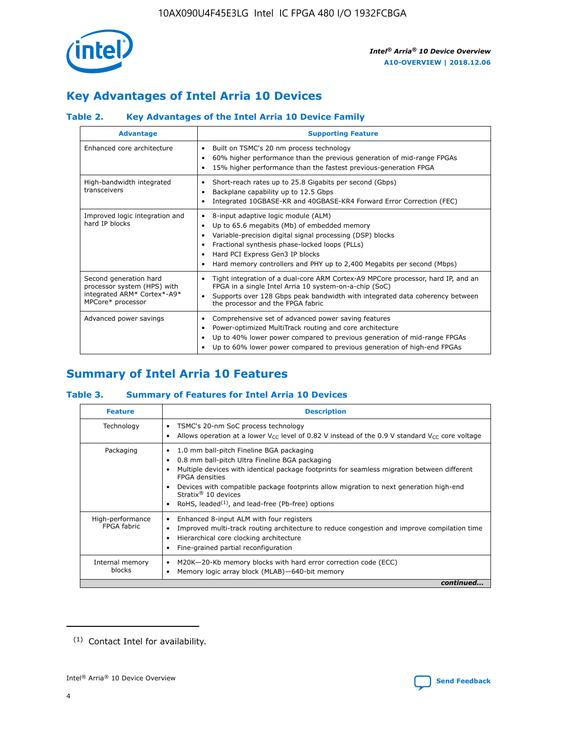## Key Advantages of Intel Arria 10 Devices

### Table 2. Key Advantages of the Intel Arria 10 Device Family

| Advantage | Supporting Feature |
|---|---|
| Enhanced core architecture | • Built on TSMC's 20 nm process technology<br>• 60% higher performance than the previous generation of mid-range FPGAs<br>• 15% higher performance than the fastest previous-generation FPGA |
| High-bandwidth integrated transceivers | • Short-reach rates up to 25.8 Gigabits per second (Gbps)<br>• Backplane capability up to 12.5 Gbps<br>• Integrated 10GBASE-KR and 40GBASE-KR4 Forward Error Correction (FEC) |
| Improved logic integration and hard IP blocks | • 8-input adaptive logic module (ALM)<br>• Up to 65.6 megabits (Mb) of embedded memory<br>• Variable-precision digital signal processing (DSP) blocks<br>• Fractional synthesis phase-locked loops (PLLs)<br>• Hard PCI Express Gen3 IP blocks<br>• Hard memory controllers and PHY up to 2,400 Megabits per second (Mbps) |
| Second generation hard processor system (HPS) with integrated ARM* Cortex*-A9* MPCore* processor | • Tight integration of a dual-core ARM Cortex-A9 MPCore processor, hard IP, and an FPGA in a single Intel Arria 10 system-on-a-chip (SoC)<br>• Supports over 128 Gbps peak bandwidth with integrated data coherency between the processor and the FPGA fabric |
| Advanced power savings | • Comprehensive set of advanced power saving features<br>• Power-optimized MultiTrack routing and core architecture<br>• Up to 40% lower power compared to previous generation of mid-range FPGAs<br>• Up to 60% lower power compared to previous generation of high-end FPGAs |

## Summary of Intel Arria 10 Features

### Table 3. Summary of Features for Intel Arria 10 Devices

| Feature | Description |
|---|---|
| Technology | • TSMC's 20-nm SoC process technology<br>• Allows operation at a lower $V_{CC}$ level of 0.82 V instead of the 0.9 V standard $V_{CC}$ core voltage |
| Packaging | • 1.0 mm ball-pitch Fineline BGA packaging<br>• 0.8 mm ball-pitch Ultra Fineline BGA packaging<br>• Multiple devices with identical package footprints for seamless migration between different FPGA densities<br>• Devices with compatible package footprints allow migration to next generation high-end Stratix® 10 devices<br>• RoHS, leaded[(1)], and lead-free (Pb-free) options |
| High-performance FPGA fabric | • Enhanced 8-input ALM with four registers<br>• Improved multi-track routing architecture to reduce congestion and improve compilation time<br>• Hierarchical core clocking architecture<br>• Fine-grained partial reconfiguration |
| Internal memory blocks | • M20K—20-Kb memory blocks with hard error correction code (ECC)<br>• Memory logic array block (MLAB)—640-bit memory |

*continued...*

(1) Contact Intel for availability.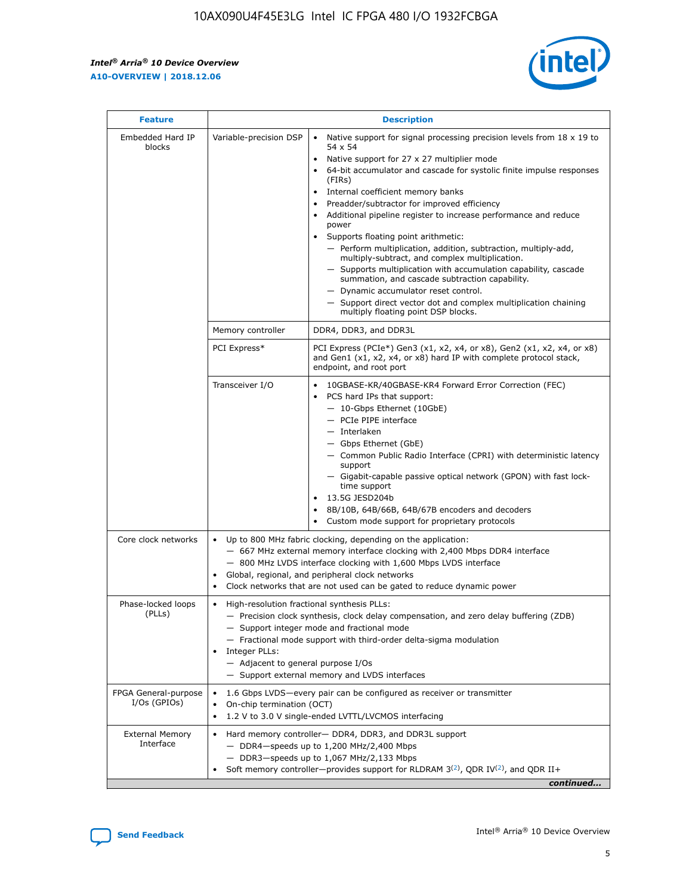| Feature | Description | |
|---|---|---|
| Embedded Hard IP blocks | Variable-precision DSP | • Native support for signal processing precision levels from 18 x 19 to 54 x 54<br>• Native support for 27 x 27 multiplier mode<br>• 64-bit accumulator and cascade for systolic finite impulse responses (FIRs)<br>• Internal coefficient memory banks<br>• Preadder/subtractor for improved efficiency<br>• Additional pipeline register to increase performance and reduce power<br>• Supports floating point arithmetic:<br>— Perform multiplication, addition, subtraction, multiply-add, multiply-subtract, and complex multiplication.<br>— Supports multiplication with accumulation capability, cascade summation, and cascade subtraction capability.<br>— Dynamic accumulator reset control.<br>— Support direct vector dot and complex multiplication chaining multiply floating point DSP blocks. |
| | Memory controller | DDR4, DDR3, and DDR3L |
| | PCI Express* | PCI Express (PCIe*) Gen3 (x1, x2, x4, or x8), Gen2 (x1, x2, x4, or x8) and Gen1 (x1, x2, x4, or x8) hard IP with complete protocol stack, endpoint, and root port |
| | Transceiver I/O | • 10GBASE-KR/40GBASE-KR4 Forward Error Correction (FEC)<br>• PCS hard IPs that support:<br>— 10-Gbps Ethernet (10GbE)<br>— PCIe PIPE interface<br>— Interlaken<br>— Gbps Ethernet (GbE)<br>— Common Public Radio Interface (CPRI) with deterministic latency support<br>— Gigabit-capable passive optical network (GPON) with fast lock-time support<br>• 13.5G JESD204b<br>• 8B/10B, 64B/66B, 64B/67B encoders and decoders<br>• Custom mode support for proprietary protocols |
| Core clock networks | • Up to 800 MHz fabric clocking, depending on the application:<br>— 667 MHz external memory interface clocking with 2,400 Mbps DDR4 interface<br>— 800 MHz LVDS interface clocking with 1,600 Mbps LVDS interface<br>• Global, regional, and peripheral clock networks<br>• Clock networks that are not used can be gated to reduce dynamic power | |
| Phase-locked loops (PLLs) | • High-resolution fractional synthesis PLLs:<br>— Precision clock synthesis, clock delay compensation, and zero delay buffering (ZDB)<br>— Support integer mode and fractional mode<br>— Fractional mode support with third-order delta-sigma modulation<br>• Integer PLLs:<br>— Adjacent to general purpose I/Os<br>— Support external memory and LVDS interfaces | |
| FPGA General-purpose I/Os (GPIOs) | • 1.6 Gbps LVDS—every pair can be configured as receiver or transmitter<br>• On-chip termination (OCT)<br>• 1.2 V to 3.0 V single-ended LVTTL/LVCMOS interfacing | |
| External Memory Interface | • Hard memory controller— DDR4, DDR3, and DDR3L support<br>— DDR4—speeds up to 1,200 MHz/2,400 Mbps<br>— DDR3—speeds up to 1,067 MHz/2,133 Mbps<br>• Soft memory controller—provides support for RLDRAM 3[(2)], QDR IV[(2)], and QDR II+ | |

*continued...*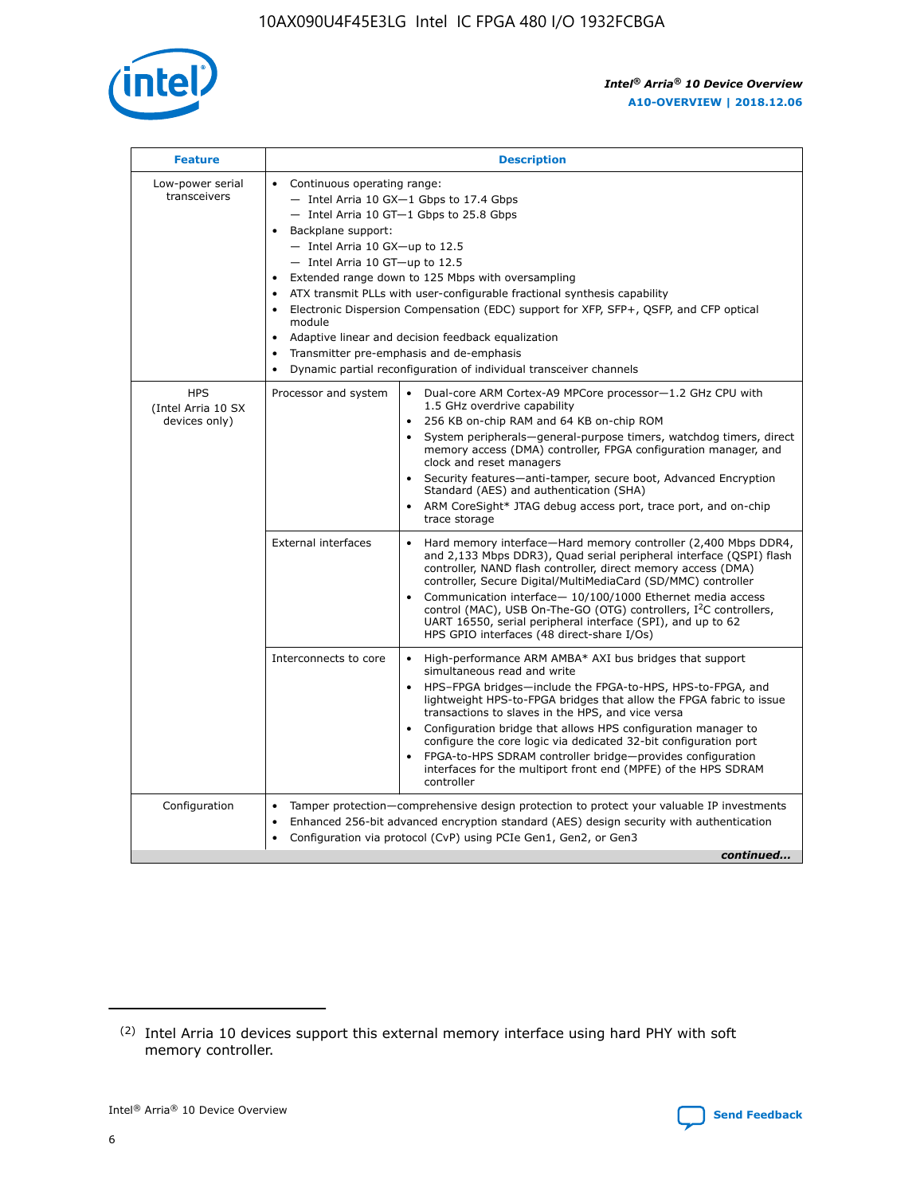| Feature | Description | |
|---|---|---|
| Low-power serial transceivers | • Continuous operating range:<br>— Intel Arria 10 GX—1 Gbps to 17.4 Gbps<br>— Intel Arria 10 GT—1 Gbps to 25.8 Gbps<br>• Backplane support:<br>— Intel Arria 10 GX—up to 12.5<br>— Intel Arria 10 GT—up to 12.5<br>• Extended range down to 125 Mbps with oversampling<br>• ATX transmit PLLs with user-configurable fractional synthesis capability<br>• Electronic Dispersion Compensation (EDC) support for XFP, SFP+, QSFP, and CFP optical module<br>• Adaptive linear and decision feedback equalization<br>• Transmitter pre-emphasis and de-emphasis<br>• Dynamic partial reconfiguration of individual transceiver channels | |
| HPS (Intel Arria 10 SX devices only) | Processor and system | • Dual-core ARM Cortex-A9 MPCore processor—1.2 GHz CPU with 1.5 GHz overdrive capability<br>• 256 KB on-chip RAM and 64 KB on-chip ROM<br>• System peripherals—general-purpose timers, watchdog timers, direct memory access (DMA) controller, FPGA configuration manager, and clock and reset managers<br>• Security features—anti-tamper, secure boot, Advanced Encryption Standard (AES) and authentication (SHA)<br>• ARM CoreSight* JTAG debug access port, trace port, and on-chip trace storage |
| | External interfaces | • Hard memory interface—Hard memory controller (2,400 Mbps DDR4, and 2,133 Mbps DDR3), Quad serial peripheral interface (QSPI) flash controller, NAND flash controller, direct memory access (DMA) controller, Secure Digital/MultiMediaCard (SD/MMC) controller<br>• Communication interface— 10/100/1000 Ethernet media access control (MAC), USB On-The-GO (OTG) controllers, I²C controllers, UART 16550, serial peripheral interface (SPI), and up to 62 HPS GPIO interfaces (48 direct-share I/Os) |
| | Interconnects to core | • High-performance ARM AMBA* AXI bus bridges that support simultaneous read and write<br>• HPS–FPGA bridges—include the FPGA-to-HPS, HPS-to-FPGA, and lightweight HPS-to-FPGA bridges that allow the FPGA fabric to issue transactions to slaves in the HPS, and vice versa<br>• Configuration bridge that allows HPS configuration manager to configure the core logic via dedicated 32-bit configuration port<br>• FPGA-to-HPS SDRAM controller bridge—provides configuration interfaces for the multiport front end (MPFE) of the HPS SDRAM controller |
| Configuration | • Tamper protection—comprehensive design protection to protect your valuable IP investments<br>• Enhanced 256-bit advanced encryption standard (AES) design security with authentication<br>• Configuration via protocol (CvP) using PCIe Gen1, Gen2, or Gen3 | |

*continued...*

(2) Intel Arria 10 devices support this external memory interface using hard PHY with soft memory controller.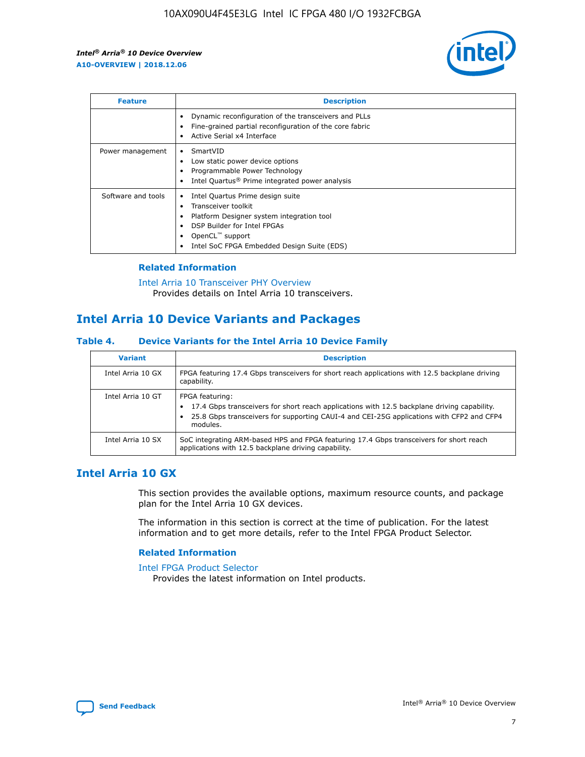| Feature | Description |
| --- | --- |
| | • Dynamic reconfiguration of the transceivers and PLLs<br>• Fine-grained partial reconfiguration of the core fabric<br>• Active Serial x4 Interface |
| Power management | • SmartVID<br>• Low static power device options<br>• Programmable Power Technology<br>• Intel Quartus® Prime integrated power analysis |
| Software and tools | • Intel Quartus Prime design suite<br>• Transceiver toolkit<br>• Platform Designer system integration tool<br>• DSP Builder for Intel FPGAs<br>• OpenCL™ support<br>• Intel SoC FPGA Embedded Design Suite (EDS) |

### Related Information

Intel Arria 10 Transceiver PHY Overview
Provides details on Intel Arria 10 transceivers.

## Intel Arria 10 Device Variants and Packages

### Table 4. Device Variants for the Intel Arria 10 Device Family

| Variant | Description |
| --- | --- |
| Intel Arria 10 GX | FPGA featuring 17.4 Gbps transceivers for short reach applications with 12.5 backplane driving capability. |
| Intel Arria 10 GT | FPGA featuring:<br>• 17.4 Gbps transceivers for short reach applications with 12.5 backplane driving capability.<br>• 25.8 Gbps transceivers for supporting CAUI-4 and CEI-25G applications with CFP2 and CFP4 modules. |
| Intel Arria 10 SX | SoC integrating ARM-based HPS and FPGA featuring 17.4 Gbps transceivers for short reach applications with 12.5 backplane driving capability. |

## Intel Arria 10 GX

This section provides the available options, maximum resource counts, and package plan for the Intel Arria 10 GX devices.

The information in this section is correct at the time of publication. For the latest information and to get more details, refer to the Intel FPGA Product Selector.

### Related Information

Intel FPGA Product Selector
Provides the latest information on Intel products.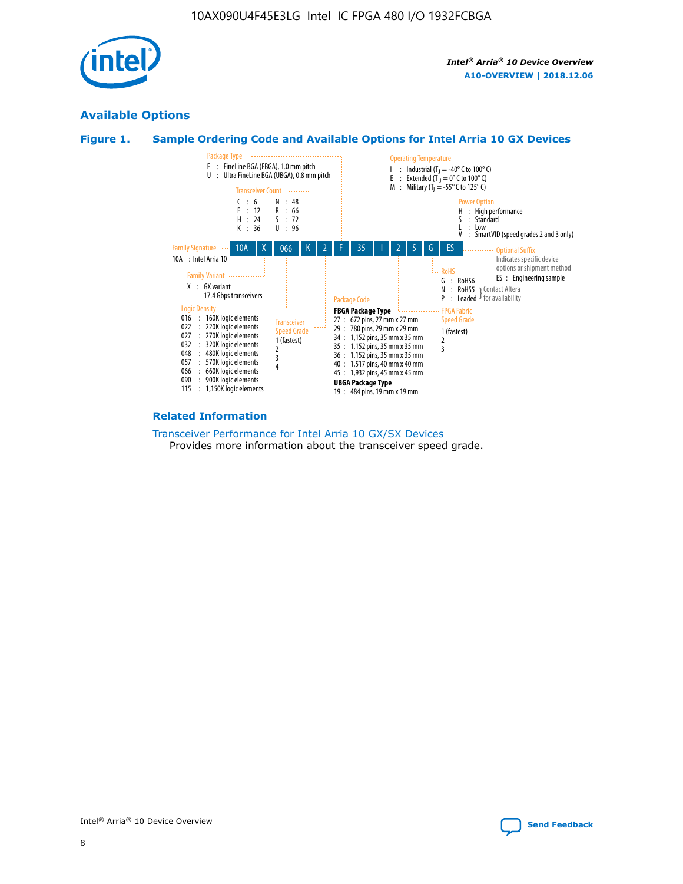## Available Options

### Figure 1. Sample Ordering Code and Available Options for Intel Arria 10 GX Devices

| 10A | X | 066 | K | 2 | F | 35 | I | 2 | S | G | ES |
|---|---|---|---|---|---|---|---|---|---|---|---|

**Family Signature**
- 10A : Intel Arria 10

**Family Variant**
- X : GX variant 17.4 Gbps transceivers

**Logic Density**
- 016 : 160K logic elements
- 022 : 220K logic elements
- 027 : 270K logic elements
- 032 : 320K logic elements
- 048 : 480K logic elements
- 057 : 570K logic elements
- 066 : 660K logic elements
- 090 : 900K logic elements
- 115 : 1,150K logic elements

**Transceiver Count**
- C : 6
- E : 12
- H : 24
- K : 36
- N : 48
- R : 66
- S : 72
- U : 96

**Transceiver Speed Grade**
- 1 (fastest)
- 2
- 3
- 4

**Package Type**
- F : FineLine BGA (FBGA), 1.0 mm pitch
- U : Ultra FineLine BGA (UBGA), 0.8 mm pitch

**Package Code**

FBGA Package Type
- 27 : 672 pins, 27 mm x 27 mm
- 29 : 780 pins, 29 mm x 29 mm
- 34 : 1,152 pins, 35 mm x 35 mm
- 35 : 1,152 pins, 35 mm x 35 mm
- 36 : 1,152 pins, 35 mm x 35 mm
- 40 : 1,517 pins, 40 mm x 40 mm
- 45 : 1,932 pins, 45 mm x 45 mm

UBGA Package Type
- 19 : 484 pins, 19 mm x 19 mm

**Operating Temperature**
- I : Industrial ($T_J$ = -40° C to 100° C)
- E : Extended ($T_J$ = 0° C to 100° C)
- M : Military ($T_J$ = -55° C to 125° C)

**FPGA Fabric Speed Grade**
- 1 (fastest)
- 2
- 3

**Power Option**
- H : High performance
- S : Standard
- L : Low
- V : SmartVID (speed grades 2 and 3 only)

**RoHS**
- G : RoHS6
- N : RoHS5 (Contact Altera for availability)
- P : Leaded (Contact Altera for availability)

**Optional Suffix**

Indicates specific device options or shipment method
- ES : Engineering sample

### Related Information

Transceiver Performance for Intel Arria 10 GX/SX Devices
Provides more information about the transceiver speed grade.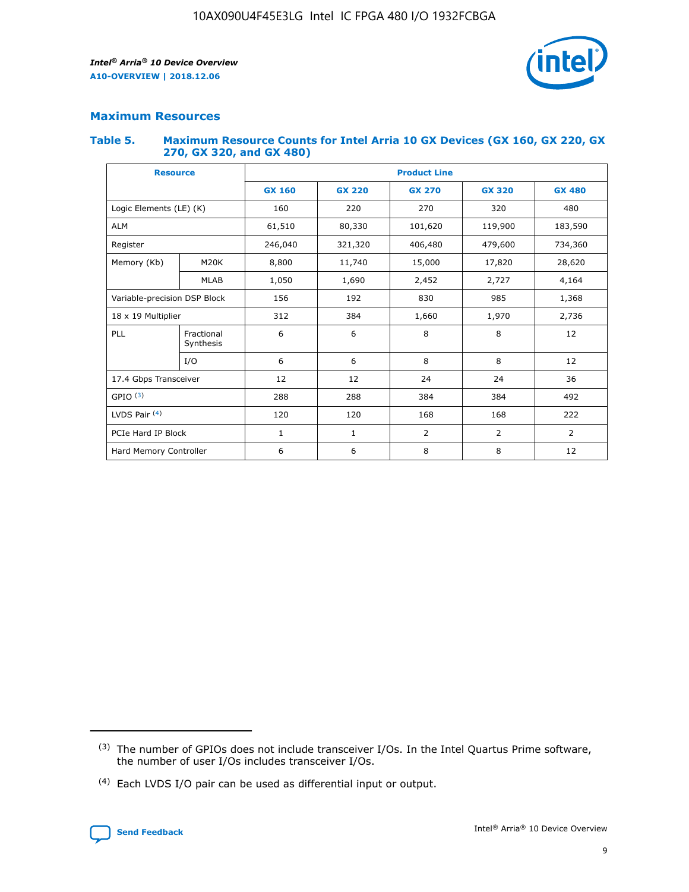## Maximum Resources

### Table 5. Maximum Resource Counts for Intel Arria 10 GX Devices (GX 160, GX 220, GX 270, GX 320, and GX 480)

| Resource | | Product Line | | | | |
|---|---|---|---|---|---|---|
| | | GX 160 | GX 220 | GX 270 | GX 320 | GX 480 |
| Logic Elements (LE) (K) | | 160 | 220 | 270 | 320 | 480 |
| ALM | | 61,510 | 80,330 | 101,620 | 119,900 | 183,590 |
| Register | | 246,040 | 321,320 | 406,480 | 479,600 | 734,360 |
| Memory (Kb) | M20K | 8,800 | 11,740 | 15,000 | 17,820 | 28,620 |
| | MLAB | 1,050 | 1,690 | 2,452 | 2,727 | 4,164 |
| Variable-precision DSP Block | | 156 | 192 | 830 | 985 | 1,368 |
| 18 x 19 Multiplier | | 312 | 384 | 1,660 | 1,970 | 2,736 |
| PLL | Fractional Synthesis | 6 | 6 | 8 | 8 | 12 |
| | I/O | 6 | 6 | 8 | 8 | 12 |
| 17.4 Gbps Transceiver | | 12 | 12 | 24 | 24 | 36 |
| GPIO [3] | | 288 | 288 | 384 | 384 | 492 |
| LVDS Pair [4] | | 120 | 120 | 168 | 168 | 222 |
| PCIe Hard IP Block | | 1 | 1 | 2 | 2 | 2 |
| Hard Memory Controller | | 6 | 6 | 8 | 8 | 12 |

(3) The number of GPIOs does not include transceiver I/Os. In the Intel Quartus Prime software, the number of user I/Os includes transceiver I/Os.

(4) Each LVDS I/O pair can be used as differential input or output.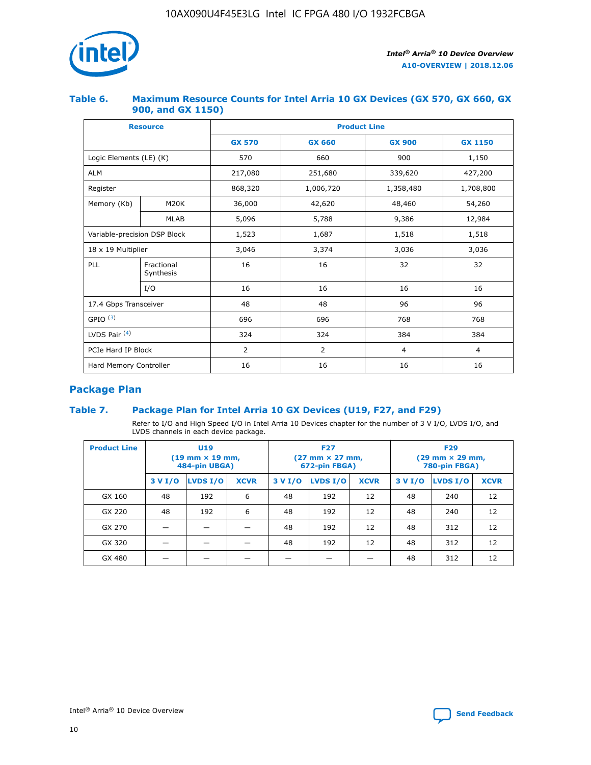## Table 6. Maximum Resource Counts for Intel Arria 10 GX Devices (GX 570, GX 660, GX 900, and GX 1150)

| Resource | | Product Line | | | |
|---|---|---|---|---|---|
| | | GX 570 | GX 660 | GX 900 | GX 1150 |
| Logic Elements (LE) (K) | | 570 | 660 | 900 | 1,150 |
| ALM | | 217,080 | 251,680 | 339,620 | 427,200 |
| Register | | 868,320 | 1,006,720 | 1,358,480 | 1,708,800 |
| Memory (Kb) | M20K | 36,000 | 42,620 | 48,460 | 54,260 |
| | MLAB | 5,096 | 5,788 | 9,386 | 12,984 |
| Variable-precision DSP Block | | 1,523 | 1,687 | 1,518 | 1,518 |
| 18 x 19 Multiplier | | 3,046 | 3,374 | 3,036 | 3,036 |
| PLL | Fractional Synthesis | 16 | 16 | 32 | 32 |
| | I/O | 16 | 16 | 16 | 16 |
| 17.4 Gbps Transceiver | | 48 | 48 | 96 | 96 |
| GPIO [3] | | 696 | 696 | 768 | 768 |
| LVDS Pair [4] | | 324 | 324 | 384 | 384 |
| PCIe Hard IP Block | | 2 | 2 | 4 | 4 |
| Hard Memory Controller | | 16 | 16 | 16 | 16 |

## Package Plan

## Table 7. Package Plan for Intel Arria 10 GX Devices (U19, F27, and F29)

Refer to I/O and High Speed I/O in Intel Arria 10 Devices chapter for the number of 3 V I/O, LVDS I/O, and LVDS channels in each device package.

| Product Line | U19 (19 mm × 19 mm, 484-pin UBGA) | | | F27 (27 mm × 27 mm, 672-pin FBGA) | | | F29 (29 mm × 29 mm, 780-pin FBGA) | | |
|---|---|---|---|---|---|---|---|---|---|
| | 3 V I/O | LVDS I/O | XCVR | 3 V I/O | LVDS I/O | XCVR | 3 V I/O | LVDS I/O | XCVR |
| GX 160 | 48 | 192 | 6 | 48 | 192 | 12 | 48 | 240 | 12 |
| GX 220 | 48 | 192 | 6 | 48 | 192 | 12 | 48 | 240 | 12 |
| GX 270 | — | — | — | 48 | 192 | 12 | 48 | 312 | 12 |
| GX 320 | — | — | — | 48 | 192 | 12 | 48 | 312 | 12 |
| GX 480 | — | — | — | — | — | — | 48 | 312 | 12 |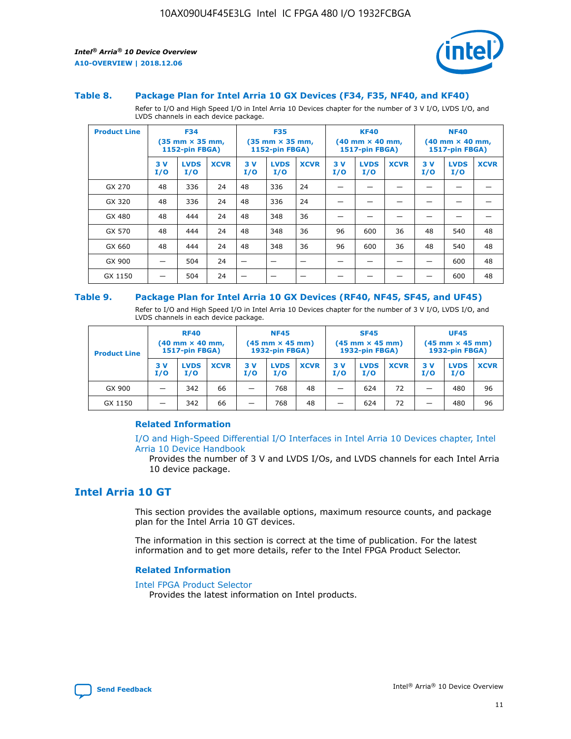### Table 8. Package Plan for Intel Arria 10 GX Devices (F34, F35, NF40, and KF40)

Refer to I/O and High Speed I/O in Intel Arria 10 Devices chapter for the number of 3 V I/O, LVDS I/O, and LVDS channels in each device package.

| Product Line | F34 (35 mm × 35 mm, 1152-pin FBGA) | | | F35 (35 mm × 35 mm, 1152-pin FBGA) | | | KF40 (40 mm × 40 mm, 1517-pin FBGA) | | | NF40 (40 mm × 40 mm, 1517-pin FBGA) | | |
|---|---|---|---|---|---|---|---|---|---|---|---|---|
| | 3 V I/O | LVDS I/O | XCVR | 3 V I/O | LVDS I/O | XCVR | 3 V I/O | LVDS I/O | XCVR | 3 V I/O | LVDS I/O | XCVR |
| GX 270 | 48 | 336 | 24 | 48 | 336 | 24 | — | — | — | — | — | — |
| GX 320 | 48 | 336 | 24 | 48 | 336 | 24 | — | — | — | — | — | — |
| GX 480 | 48 | 444 | 24 | 48 | 348 | 36 | — | — | — | — | — | — |
| GX 570 | 48 | 444 | 24 | 48 | 348 | 36 | 96 | 600 | 36 | 48 | 540 | 48 |
| GX 660 | 48 | 444 | 24 | 48 | 348 | 36 | 96 | 600 | 36 | 48 | 540 | 48 |
| GX 900 | — | 504 | 24 | — | — | — | — | — | — | — | 600 | 48 |
| GX 1150 | — | 504 | 24 | — | — | — | — | — | — | — | 600 | 48 |

### Table 9. Package Plan for Intel Arria 10 GX Devices (RF40, NF45, SF45, and UF45)

Refer to I/O and High Speed I/O in Intel Arria 10 Devices chapter for the number of 3 V I/O, LVDS I/O, and LVDS channels in each device package.

| Product Line | RF40 (40 mm × 40 mm, 1517-pin FBGA) | | | NF45 (45 mm × 45 mm) 1932-pin FBGA) | | | SF45 (45 mm × 45 mm) 1932-pin FBGA) | | | UF45 (45 mm × 45 mm) 1932-pin FBGA) | | |
|---|---|---|---|---|---|---|---|---|---|---|---|---|
| | 3 V I/O | LVDS I/O | XCVR | 3 V I/O | LVDS I/O | XCVR | 3 V I/O | LVDS I/O | XCVR | 3 V I/O | LVDS I/O | XCVR |
| GX 900 | — | 342 | 66 | — | 768 | 48 | — | 624 | 72 | — | 480 | 96 |
| GX 1150 | — | 342 | 66 | — | 768 | 48 | — | 624 | 72 | — | 480 | 96 |

#### Related Information

I/O and High-Speed Differential I/O Interfaces in Intel Arria 10 Devices chapter, Intel Arria 10 Device Handbook

Provides the number of 3 V and LVDS I/Os, and LVDS channels for each Intel Arria 10 device package.

## Intel Arria 10 GT

This section provides the available options, maximum resource counts, and package plan for the Intel Arria 10 GT devices.

The information in this section is correct at the time of publication. For the latest information and to get more details, refer to the Intel FPGA Product Selector.

#### Related Information

Intel FPGA Product Selector

Provides the latest information on Intel products.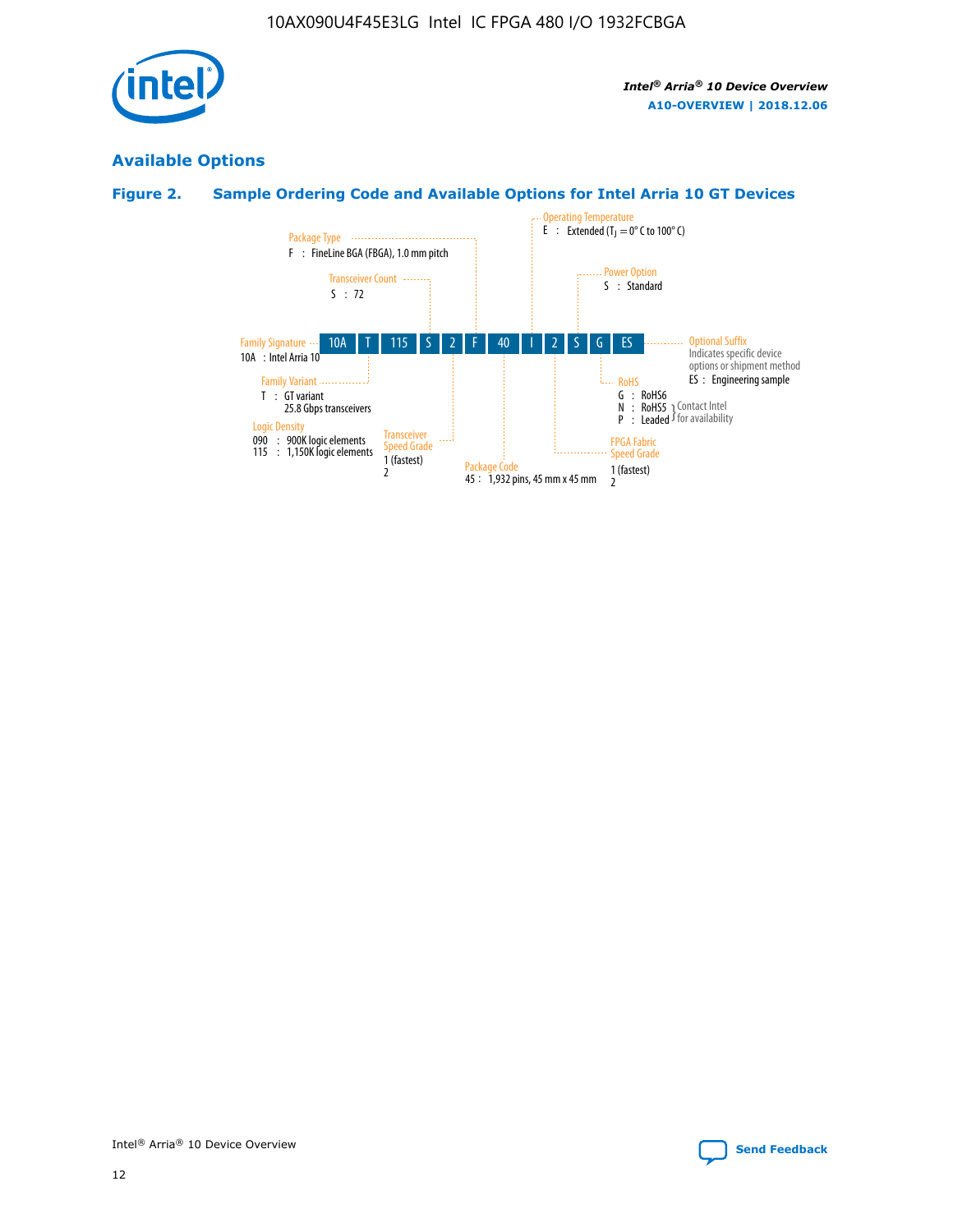## Available Options

### Figure 2. Sample Ordering Code and Available Options for Intel Arria 10 GT Devices

| 10A | T | 115 | S | 2 | F | 40 | I | 2 | S | G | ES |
|---|---|---|---|---|---|---|---|---|---|---|---|

**Family Signature**
10A : Intel Arria 10

**Family Variant**
T : GT variant
25.8 Gbps transceivers

**Logic Density**
090 : 900K logic elements
115 : 1,150K logic elements

**Transceiver Count**
S : 72

**Transceiver Speed Grade**
1 (fastest)
2

**Package Type**
F : FineLine BGA (FBGA), 1.0 mm pitch

**Package Code**
45 : 1,932 pins, 45 mm x 45 mm

**Operating Temperature**
E : Extended ($T_J$ = 0° C to 100° C)

**FPGA Fabric Speed Grade**
1 (fastest)
2

**Power Option**
S : Standard

**RoHS**
G : RoHS6
N : RoHS5 (Contact Intel for availability)
P : Leaded (Contact Intel for availability)

**Optional Suffix**
Indicates specific device options or shipment method
ES : Engineering sample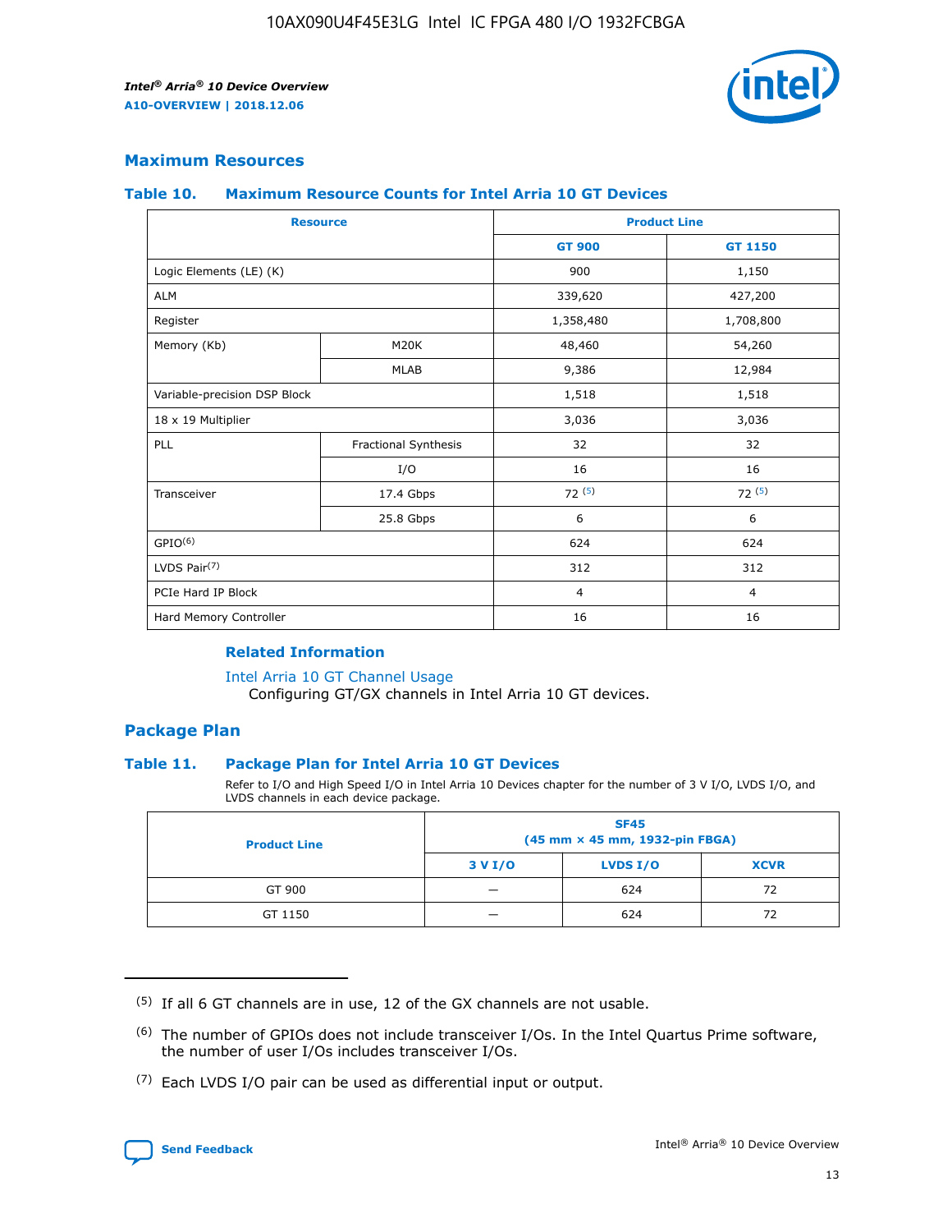## Maximum Resources

### Table 10. Maximum Resource Counts for Intel Arria 10 GT Devices

| Resource | | Product Line | |
|---|---|---|---|
| | | GT 900 | GT 1150 |
| Logic Elements (LE) (K) | | 900 | 1,150 |
| ALM | | 339,620 | 427,200 |
| Register | | 1,358,480 | 1,708,800 |
| Memory (Kb) | M20K | 48,460 | 54,260 |
| | MLAB | 9,386 | 12,984 |
| Variable-precision DSP Block | | 1,518 | 1,518 |
| 18 x 19 Multiplier | | 3,036 | 3,036 |
| PLL | Fractional Synthesis | 32 | 32 |
| | I/O | 16 | 16 |
| Transceiver | 17.4 Gbps | 72 (5) | 72 (5) |
| | 25.8 Gbps | 6 | 6 |
| GPIO(6) | | 624 | 624 |
| LVDS Pair(7) | | 312 | 312 |
| PCIe Hard IP Block | | 4 | 4 |
| Hard Memory Controller | | 16 | 16 |

#### Related Information

Intel Arria 10 GT Channel Usage
Configuring GT/GX channels in Intel Arria 10 GT devices.

## Package Plan

### Table 11. Package Plan for Intel Arria 10 GT Devices

Refer to I/O and High Speed I/O in Intel Arria 10 Devices chapter for the number of 3 V I/O, LVDS I/O, and LVDS channels in each device package.

| Product Line | SF45 (45 mm × 45 mm, 1932-pin FBGA) | | |
|---|---|---|---|
| | 3 V I/O | LVDS I/O | XCVR |
| GT 900 | — | 624 | 72 |
| GT 1150 | — | 624 | 72 |

---

(5) If all 6 GT channels are in use, 12 of the GX channels are not usable.

(6) The number of GPIOs does not include transceiver I/Os. In the Intel Quartus Prime software, the number of user I/Os includes transceiver I/Os.

(7) Each LVDS I/O pair can be used as differential input or output.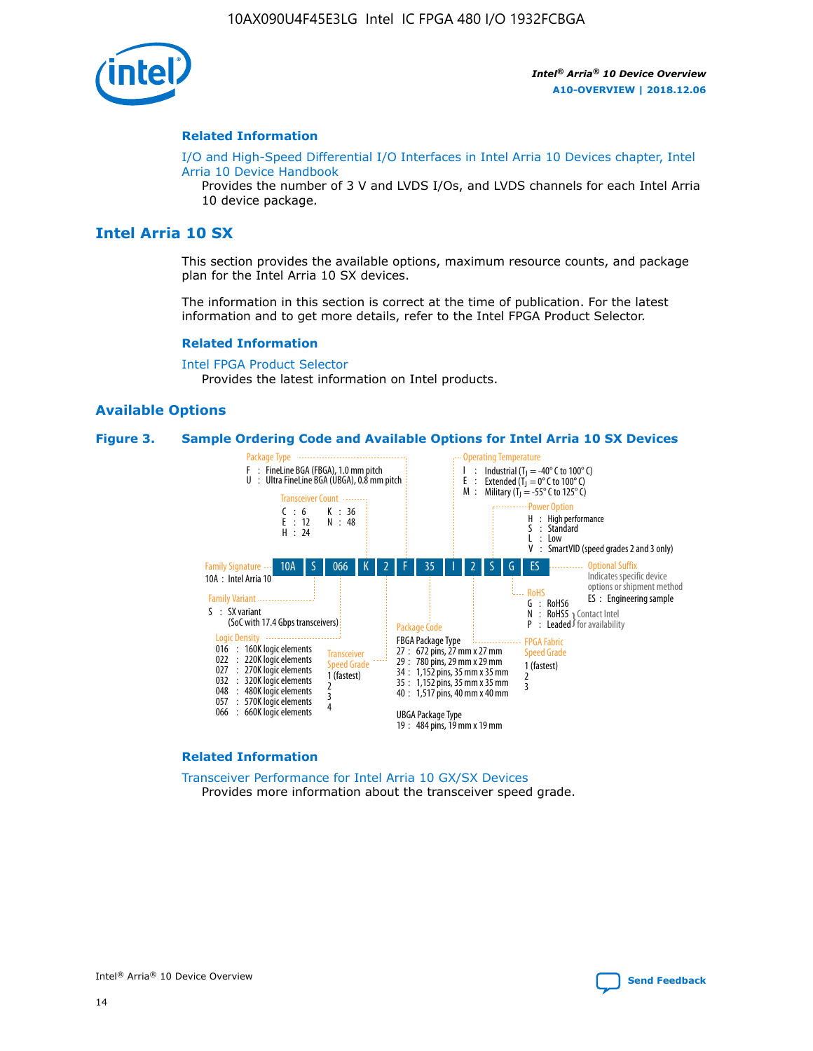## Related Information

I/O and High-Speed Differential I/O Interfaces in Intel Arria 10 Devices chapter, Intel Arria 10 Device Handbook

Provides the number of 3 V and LVDS I/Os, and LVDS channels for each Intel Arria 10 device package.

# Intel Arria 10 SX

This section provides the available options, maximum resource counts, and package plan for the Intel Arria 10 SX devices.

The information in this section is correct at the time of publication. For the latest information and to get more details, refer to the Intel FPGA Product Selector.

## Related Information

Intel FPGA Product Selector

Provides the latest information on Intel products.

## Available Options

**Figure 3. Sample Ordering Code and Available Options for Intel Arria 10 SX Devices**

Sample ordering code: 10A S 066 K 2 F 35 I 2 S G ES

- **Family Signature**
  - 10A : Intel Arria 10
- **Family Variant**
  - S : SX variant (SoC with 17.4 Gbps transceivers)
- **Logic Density**
  - 016 : 160K logic elements
  - 022 : 220K logic elements
  - 027 : 270K logic elements
  - 032 : 320K logic elements
  - 048 : 480K logic elements
  - 057 : 570K logic elements
  - 066 : 660K logic elements
- **Transceiver Count**
  - C : 6
  - E : 12
  - H : 24
  - K : 36
  - N : 48
- **Transceiver Speed Grade**
  - 1 (fastest)
  - 2
  - 3
  - 4
- **Package Type**
  - F : FineLine BGA (FBGA), 1.0 mm pitch
  - U : Ultra FineLine BGA (UBGA), 0.8 mm pitch
- **Package Code**
  - FBGA Package Type
    - 27 : 672 pins, 27 mm x 27 mm
    - 29 : 780 pins, 29 mm x 29 mm
    - 34 : 1,152 pins, 35 mm x 35 mm
    - 35 : 1,152 pins, 35 mm x 35 mm
    - 40 : 1,517 pins, 40 mm x 40 mm
  - UBGA Package Type
    - 19 : 484 pins, 19 mm x 19 mm
- **Operating Temperature**
  - I : Industrial ($T_J$ = -40° C to 100° C)
  - E : Extended ($T_J$ = 0° C to 100° C)
  - M : Military ($T_J$ = -55° C to 125° C)
- **FPGA Fabric Speed Grade**
  - 1 (fastest)
  - 2
  - 3
- **Power Option**
  - H : High performance
  - S : Standard
  - L : Low
  - V : SmartVID (speed grades 2 and 3 only)
- **RoHS**
  - G : RoHS6
  - N : RoHS5 (Contact Intel for availability)
  - P : Leaded (Contact Intel for availability)
- **Optional Suffix**
  - Indicates specific device options or shipment method
  - ES : Engineering sample

## Related Information

Transceiver Performance for Intel Arria 10 GX/SX Devices

Provides more information about the transceiver speed grade.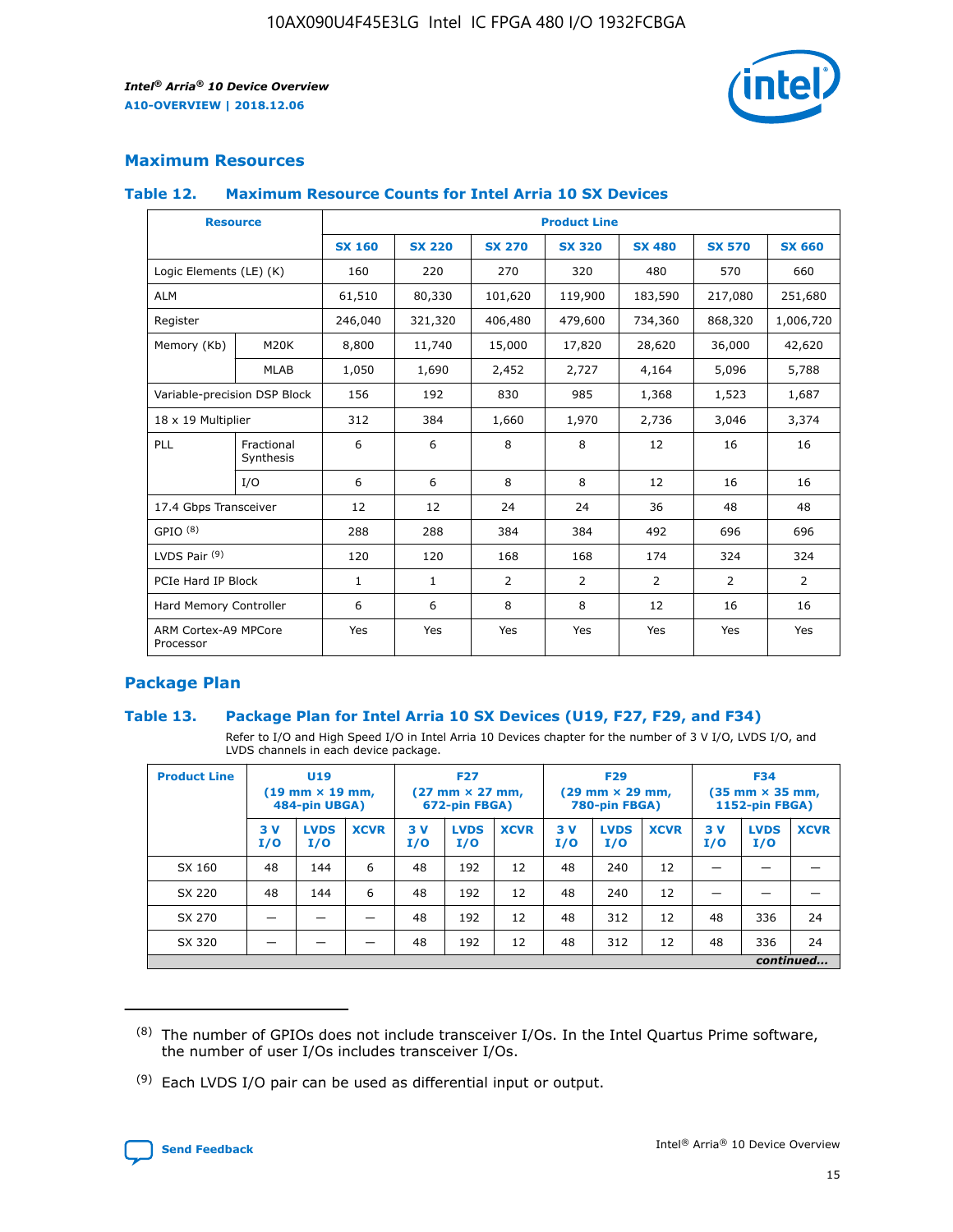## Maximum Resources

### Table 12. Maximum Resource Counts for Intel Arria 10 SX Devices

| Resource | | Product Line | | | | | | |
|---|---|---|---|---|---|---|---|---|
| | | SX 160 | SX 220 | SX 270 | SX 320 | SX 480 | SX 570 | SX 660 |
| Logic Elements (LE) (K) | | 160 | 220 | 270 | 320 | 480 | 570 | 660 |
| ALM | | 61,510 | 80,330 | 101,620 | 119,900 | 183,590 | 217,080 | 251,680 |
| Register | | 246,040 | 321,320 | 406,480 | 479,600 | 734,360 | 868,320 | 1,006,720 |
| Memory (Kb) | M20K | 8,800 | 11,740 | 15,000 | 17,820 | 28,620 | 36,000 | 42,620 |
| | MLAB | 1,050 | 1,690 | 2,452 | 2,727 | 4,164 | 5,096 | 5,788 |
| Variable-precision DSP Block | | 156 | 192 | 830 | 985 | 1,368 | 1,523 | 1,687 |
| 18 x 19 Multiplier | | 312 | 384 | 1,660 | 1,970 | 2,736 | 3,046 | 3,374 |
| PLL | Fractional Synthesis | 6 | 6 | 8 | 8 | 12 | 16 | 16 |
| | I/O | 6 | 6 | 8 | 8 | 12 | 16 | 16 |
| 17.4 Gbps Transceiver | | 12 | 12 | 24 | 24 | 36 | 48 | 48 |
| GPIO [8] | | 288 | 288 | 384 | 384 | 492 | 696 | 696 |
| LVDS Pair [9] | | 120 | 120 | 168 | 168 | 174 | 324 | 324 |
| PCIe Hard IP Block | | 1 | 1 | 2 | 2 | 2 | 2 | 2 |
| Hard Memory Controller | | 6 | 6 | 8 | 8 | 12 | 16 | 16 |
| ARM Cortex-A9 MPCore Processor | | Yes | Yes | Yes | Yes | Yes | Yes | Yes |

## Package Plan

### Table 13. Package Plan for Intel Arria 10 SX Devices (U19, F27, F29, and F34)

Refer to I/O and High Speed I/O in Intel Arria 10 Devices chapter for the number of 3 V I/O, LVDS I/O, and LVDS channels in each device package.

| Product Line | U19 (19 mm × 19 mm, 484-pin UBGA) | | | F27 (27 mm × 27 mm, 672-pin FBGA) | | | F29 (29 mm × 29 mm, 780-pin FBGA) | | | F34 (35 mm × 35 mm, 1152-pin FBGA) | | |
|---|---|---|---|---|---|---|---|---|---|---|---|---|
| | 3 V I/O | LVDS I/O | XCVR | 3 V I/O | LVDS I/O | XCVR | 3 V I/O | LVDS I/O | XCVR | 3 V I/O | LVDS I/O | XCVR |
| SX 160 | 48 | 144 | 6 | 48 | 192 | 12 | 48 | 240 | 12 | — | — | — |
| SX 220 | 48 | 144 | 6 | 48 | 192 | 12 | 48 | 240 | 12 | — | — | — |
| SX 270 | — | — | — | 48 | 192 | 12 | 48 | 312 | 12 | 48 | 336 | 24 |
| SX 320 | — | — | — | 48 | 192 | 12 | 48 | 312 | 12 | 48 | 336 | 24 |

*continued...*

(8) The number of GPIOs does not include transceiver I/Os. In the Intel Quartus Prime software, the number of user I/Os includes transceiver I/Os.

(9) Each LVDS I/O pair can be used as differential input or output.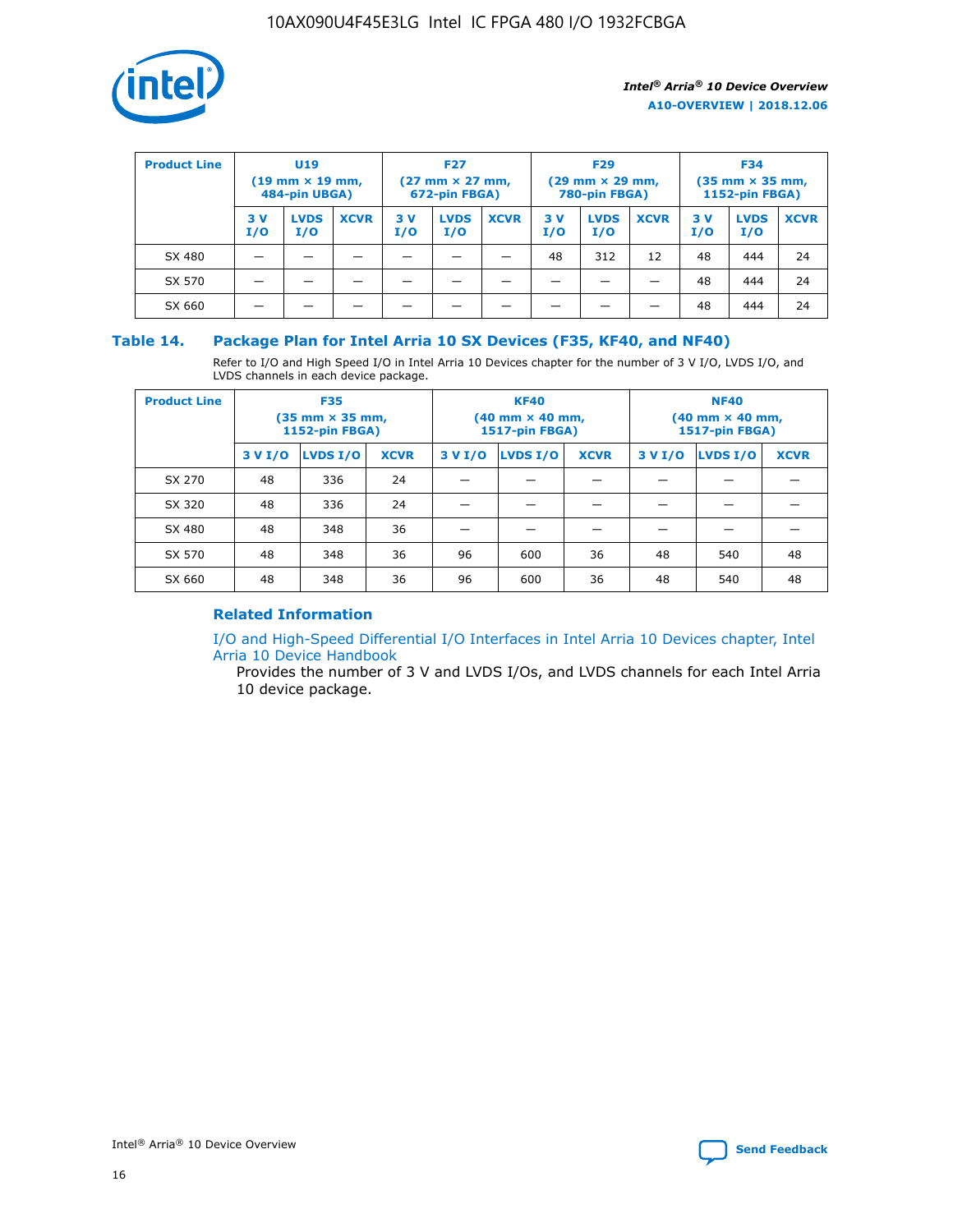| Product Line | U19 (19 mm × 19 mm, 484-pin UBGA) | | | F27 (27 mm × 27 mm, 672-pin FBGA) | | | F29 (29 mm × 29 mm, 780-pin FBGA) | | | F34 (35 mm × 35 mm, 1152-pin FBGA) | | |
|---|---|---|---|---|---|---|---|---|---|---|---|---|
| | 3 V I/O | LVDS I/O | XCVR | 3 V I/O | LVDS I/O | XCVR | 3 V I/O | LVDS I/O | XCVR | 3 V I/O | LVDS I/O | XCVR |
| SX 480 | — | — | — | — | — | — | 48 | 312 | 12 | 48 | 444 | 24 |
| SX 570 | — | — | — | — | — | — | — | — | — | 48 | 444 | 24 |
| SX 660 | — | — | — | — | — | — | — | — | — | 48 | 444 | 24 |

## Table 14. Package Plan for Intel Arria 10 SX Devices (F35, KF40, and NF40)

Refer to I/O and High Speed I/O in Intel Arria 10 Devices chapter for the number of 3 V I/O, LVDS I/O, and LVDS channels in each device package.

| Product Line | F35 (35 mm × 35 mm, 1152-pin FBGA) | | | KF40 (40 mm × 40 mm, 1517-pin FBGA) | | | NF40 (40 mm × 40 mm, 1517-pin FBGA) | | |
|---|---|---|---|---|---|---|---|---|---|
| | 3 V I/O | LVDS I/O | XCVR | 3 V I/O | LVDS I/O | XCVR | 3 V I/O | LVDS I/O | XCVR |
| SX 270 | 48 | 336 | 24 | — | — | — | — | — | — |
| SX 320 | 48 | 336 | 24 | — | — | — | — | — | — |
| SX 480 | 48 | 348 | 36 | — | — | — | — | — | — |
| SX 570 | 48 | 348 | 36 | 96 | 600 | 36 | 48 | 540 | 48 |
| SX 660 | 48 | 348 | 36 | 96 | 600 | 36 | 48 | 540 | 48 |

### Related Information

I/O and High-Speed Differential I/O Interfaces in Intel Arria 10 Devices chapter, Intel Arria 10 Device Handbook

Provides the number of 3 V and LVDS I/Os, and LVDS channels for each Intel Arria 10 device package.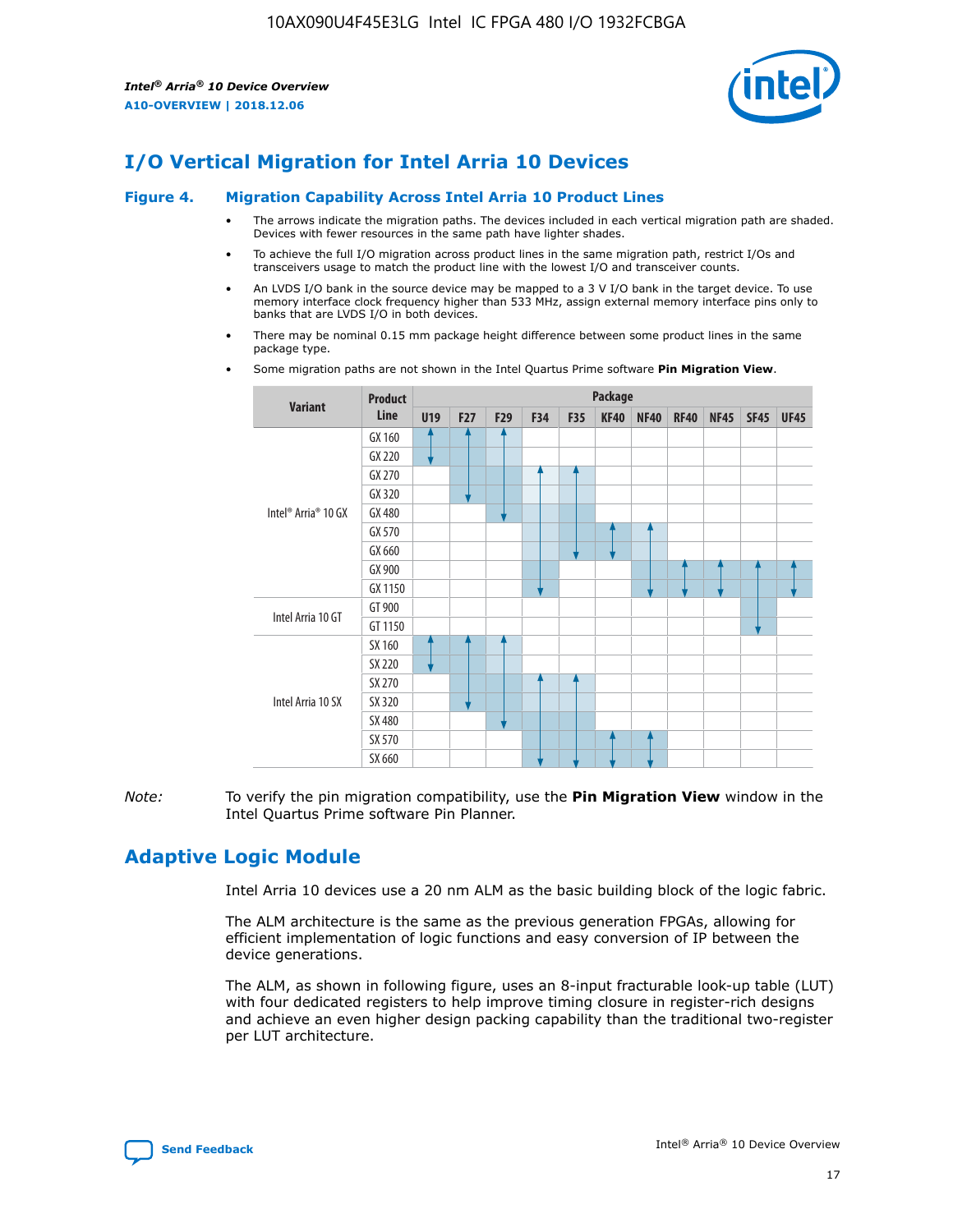# I/O Vertical Migration for Intel Arria 10 Devices

**Figure 4. Migration Capability Across Intel Arria 10 Product Lines**

- The arrows indicate the migration paths. The devices included in each vertical migration path are shaded. Devices with fewer resources in the same path have lighter shades.
- To achieve the full I/O migration across product lines in the same migration path, restrict I/Os and transceivers usage to match the product line with the lowest I/O and transceiver counts.
- An LVDS I/O bank in the source device may be mapped to a 3 V I/O bank in the target device. To use memory interface clock frequency higher than 533 MHz, assign external memory interface pins only to banks that are LVDS I/O in both devices.
- There may be nominal 0.15 mm package height difference between some product lines in the same package type.
- Some migration paths are not shown in the Intel Quartus Prime software **Pin Migration View**.

| Variant | Product Line | Package | | | | | | | | | | |
|---|---|---|---|---|---|---|---|---|---|---|---|---|
| | | U19 | F27 | F29 | F34 | F35 | KF40 | NF40 | RF40 | NF45 | SF45 | UF45 |
| Intel® Arria® 10 GX | GX 160 | | | | | | | | | | | |
| | GX 220 | | | | | | | | | | | |
| | GX 270 | | | | | | | | | | | |
| | GX 320 | | | | | | | | | | | |
| | GX 480 | | | | | | | | | | | |
| | GX 570 | | | | | | | | | | | |
| | GX 660 | | | | | | | | | | | |
| | GX 900 | | | | | | | | | | | |
| | GX 1150 | | | | | | | | | | | |
| Intel Arria 10 GT | GT 900 | | | | | | | | | | | |
| | GT 1150 | | | | | | | | | | | |
| Intel Arria 10 SX | SX 160 | | | | | | | | | | | |
| | SX 220 | | | | | | | | | | | |
| | SX 270 | | | | | | | | | | | |
| | SX 320 | | | | | | | | | | | |
| | SX 480 | | | | | | | | | | | |
| | SX 570 | | | | | | | | | | | |
| | SX 660 | | | | | | | | | | | |

*Note:* To verify the pin migration compatibility, use the **Pin Migration View** window in the Intel Quartus Prime software Pin Planner.

# Adaptive Logic Module

Intel Arria 10 devices use a 20 nm ALM as the basic building block of the logic fabric.

The ALM architecture is the same as the previous generation FPGAs, allowing for efficient implementation of logic functions and easy conversion of IP between the device generations.

The ALM, as shown in following figure, uses an 8-input fracturable look-up table (LUT) with four dedicated registers to help improve timing closure in register-rich designs and achieve an even higher design packing capability than the traditional two-register per LUT architecture.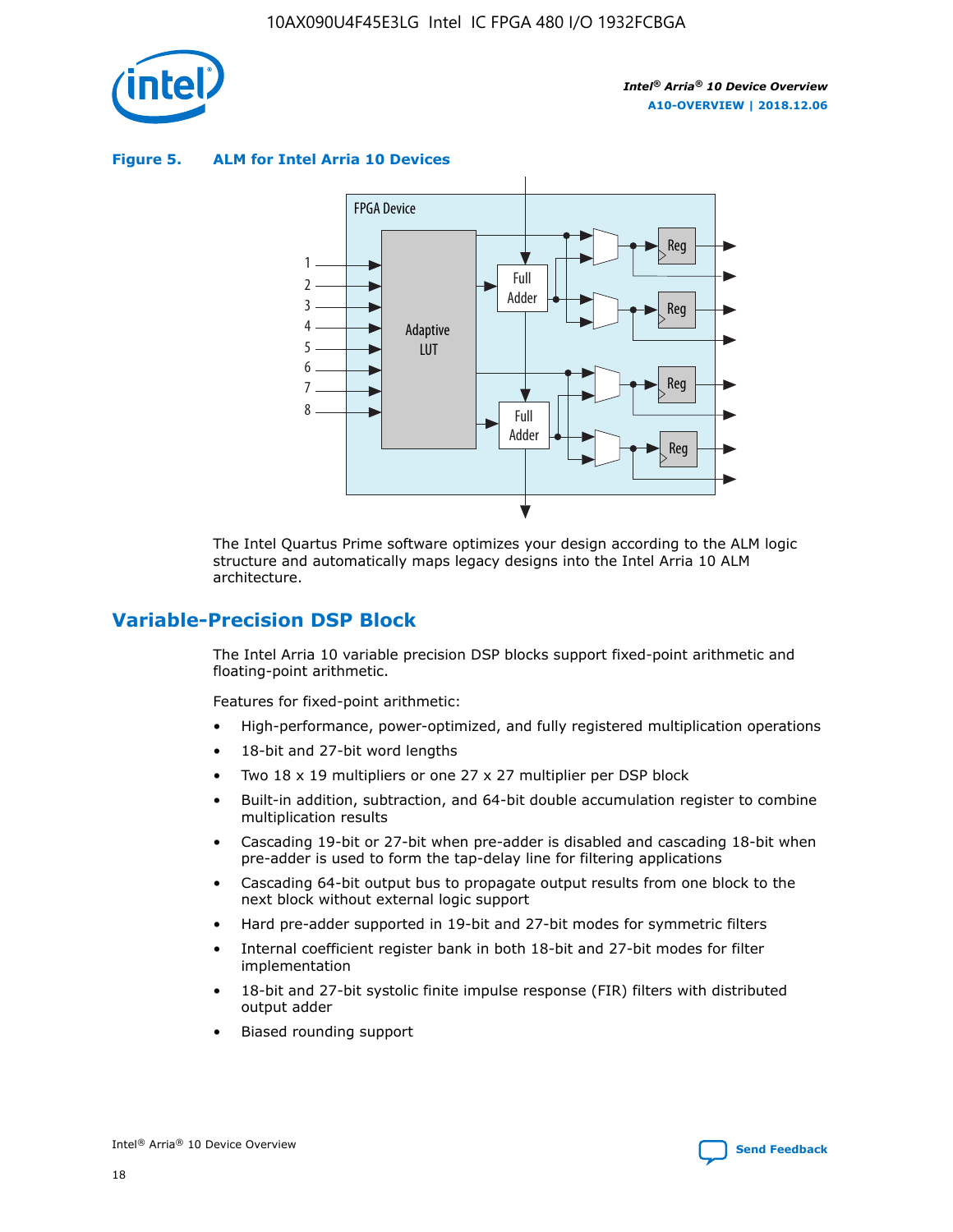**Figure 5. ALM for Intel Arria 10 Devices**

The Intel Quartus Prime software optimizes your design according to the ALM logic structure and automatically maps legacy designs into the Intel Arria 10 ALM architecture.

## Variable-Precision DSP Block

The Intel Arria 10 variable precision DSP blocks support fixed-point arithmetic and floating-point arithmetic.

Features for fixed-point arithmetic:

- High-performance, power-optimized, and fully registered multiplication operations
- 18-bit and 27-bit word lengths
- Two 18 x 19 multipliers or one 27 x 27 multiplier per DSP block
- Built-in addition, subtraction, and 64-bit double accumulation register to combine multiplication results
- Cascading 19-bit or 27-bit when pre-adder is disabled and cascading 18-bit when pre-adder is used to form the tap-delay line for filtering applications
- Cascading 64-bit output bus to propagate output results from one block to the next block without external logic support
- Hard pre-adder supported in 19-bit and 27-bit modes for symmetric filters
- Internal coefficient register bank in both 18-bit and 27-bit modes for filter implementation
- 18-bit and 27-bit systolic finite impulse response (FIR) filters with distributed output adder
- Biased rounding support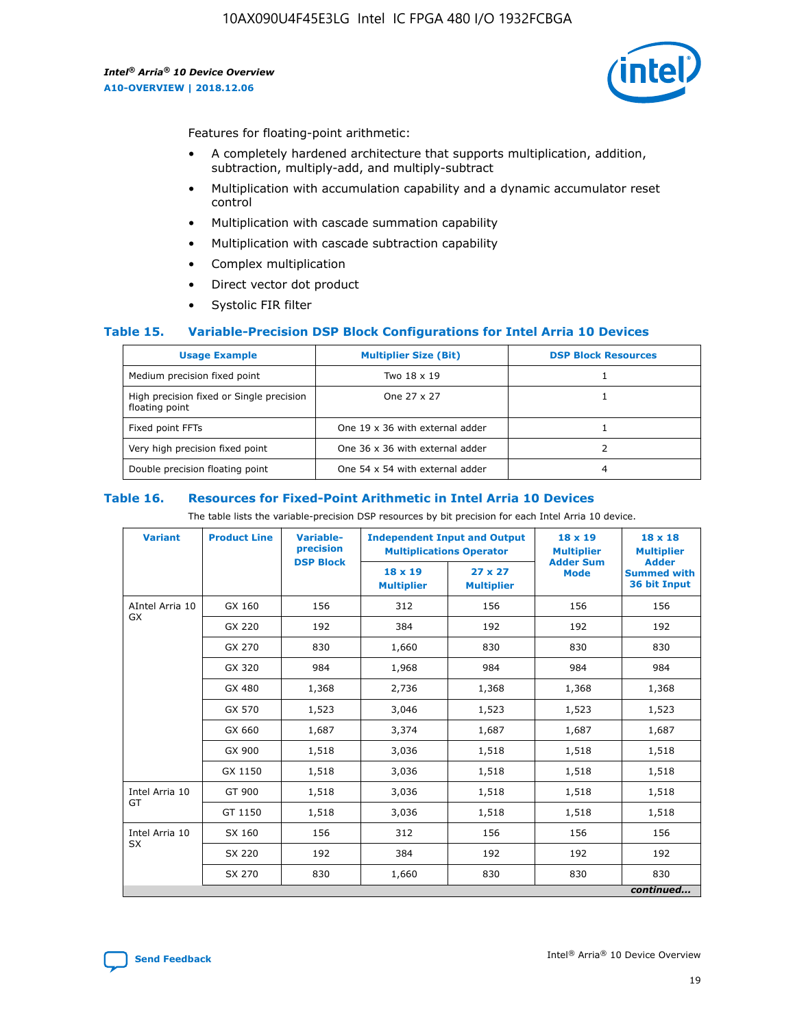Features for floating-point arithmetic:

- A completely hardened architecture that supports multiplication, addition, subtraction, multiply-add, and multiply-subtract
- Multiplication with accumulation capability and a dynamic accumulator reset control
- Multiplication with cascade summation capability
- Multiplication with cascade subtraction capability
- Complex multiplication
- Direct vector dot product
- Systolic FIR filter

### Table 15. Variable-Precision DSP Block Configurations for Intel Arria 10 Devices

| Usage Example | Multiplier Size (Bit) | DSP Block Resources |
|---|---|---|
| Medium precision fixed point | Two 18 x 19 | 1 |
| High precision fixed or Single precision floating point | One 27 x 27 | 1 |
| Fixed point FFTs | One 19 x 36 with external adder | 1 |
| Very high precision fixed point | One 36 x 36 with external adder | 2 |
| Double precision floating point | One 54 x 54 with external adder | 4 |

### Table 16. Resources for Fixed-Point Arithmetic in Intel Arria 10 Devices

The table lists the variable-precision DSP resources by bit precision for each Intel Arria 10 device.

| Variant | Product Line | Variable-precision DSP Block | Independent Input and Output Multiplications Operator | | 18 x 19 Multiplier Adder Sum Mode | 18 x 18 Multiplier Adder Summed with 36 bit Input |
|---|---|---|---|---|---|---|
| | | | 18 x 19 Multiplier | 27 x 27 Multiplier | | |
| AIntel Arria 10 GX | GX 160 | 156 | 312 | 156 | 156 | 156 |
| | GX 220 | 192 | 384 | 192 | 192 | 192 |
| | GX 270 | 830 | 1,660 | 830 | 830 | 830 |
| | GX 320 | 984 | 1,968 | 984 | 984 | 984 |
| | GX 480 | 1,368 | 2,736 | 1,368 | 1,368 | 1,368 |
| | GX 570 | 1,523 | 3,046 | 1,523 | 1,523 | 1,523 |
| | GX 660 | 1,687 | 3,374 | 1,687 | 1,687 | 1,687 |
| | GX 900 | 1,518 | 3,036 | 1,518 | 1,518 | 1,518 |
| | GX 1150 | 1,518 | 3,036 | 1,518 | 1,518 | 1,518 |
| Intel Arria 10 GT | GT 900 | 1,518 | 3,036 | 1,518 | 1,518 | 1,518 |
| | GT 1150 | 1,518 | 3,036 | 1,518 | 1,518 | 1,518 |
| Intel Arria 10 SX | SX 160 | 156 | 312 | 156 | 156 | 156 |
| | SX 220 | 192 | 384 | 192 | 192 | 192 |
| | SX 270 | 830 | 1,660 | 830 | 830 | 830 |

*continued...*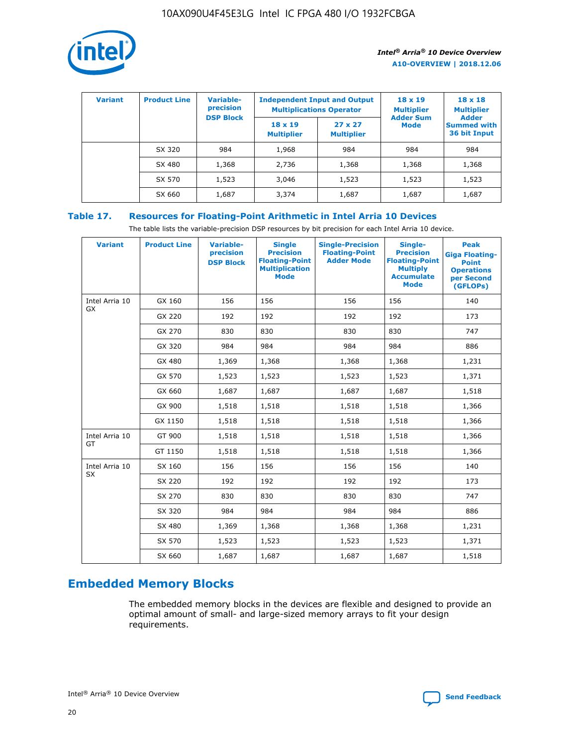| Variant | Product Line | Variable-precision DSP Block | Independent Input and Output Multiplications Operator | | 18 x 19 Multiplier Adder Sum Mode | 18 x 18 Multiplier Adder Summed with 36 bit Input |
|---|---|---|---|---|---|---|
| | | | 18 x 19 Multiplier | 27 x 27 Multiplier | | |
| | SX 320 | 984 | 1,968 | 984 | 984 | 984 |
| | SX 480 | 1,368 | 2,736 | 1,368 | 1,368 | 1,368 |
| | SX 570 | 1,523 | 3,046 | 1,523 | 1,523 | 1,523 |
| | SX 660 | 1,687 | 3,374 | 1,687 | 1,687 | 1,687 |

**Table 17. Resources for Floating-Point Arithmetic in Intel Arria 10 Devices**

The table lists the variable-precision DSP resources by bit precision for each Intel Arria 10 device.

| Variant | Product Line | Variable-precision DSP Block | Single Precision Floating-Point Multiplication Mode | Single-Precision Floating-Point Adder Mode | Single-Precision Floating-Point Multiply Accumulate Mode | Peak Giga Floating-Point Operations per Second (GFLOPs) |
|---|---|---|---|---|---|---|
| Intel Arria 10 GX | GX 160 | 156 | 156 | 156 | 156 | 140 |
| | GX 220 | 192 | 192 | 192 | 192 | 173 |
| | GX 270 | 830 | 830 | 830 | 830 | 747 |
| | GX 320 | 984 | 984 | 984 | 984 | 886 |
| | GX 480 | 1,369 | 1,368 | 1,368 | 1,368 | 1,231 |
| | GX 570 | 1,523 | 1,523 | 1,523 | 1,523 | 1,371 |
| | GX 660 | 1,687 | 1,687 | 1,687 | 1,687 | 1,518 |
| | GX 900 | 1,518 | 1,518 | 1,518 | 1,518 | 1,366 |
| | GX 1150 | 1,518 | 1,518 | 1,518 | 1,518 | 1,366 |
| Intel Arria 10 GT | GT 900 | 1,518 | 1,518 | 1,518 | 1,518 | 1,366 |
| | GT 1150 | 1,518 | 1,518 | 1,518 | 1,518 | 1,366 |
| Intel Arria 10 SX | SX 160 | 156 | 156 | 156 | 156 | 140 |
| | SX 220 | 192 | 192 | 192 | 192 | 173 |
| | SX 270 | 830 | 830 | 830 | 830 | 747 |
| | SX 320 | 984 | 984 | 984 | 984 | 886 |
| | SX 480 | 1,369 | 1,368 | 1,368 | 1,368 | 1,231 |
| | SX 570 | 1,523 | 1,523 | 1,523 | 1,523 | 1,371 |
| | SX 660 | 1,687 | 1,687 | 1,687 | 1,687 | 1,518 |

## Embedded Memory Blocks

The embedded memory blocks in the devices are flexible and designed to provide an optimal amount of small- and large-sized memory arrays to fit your design requirements.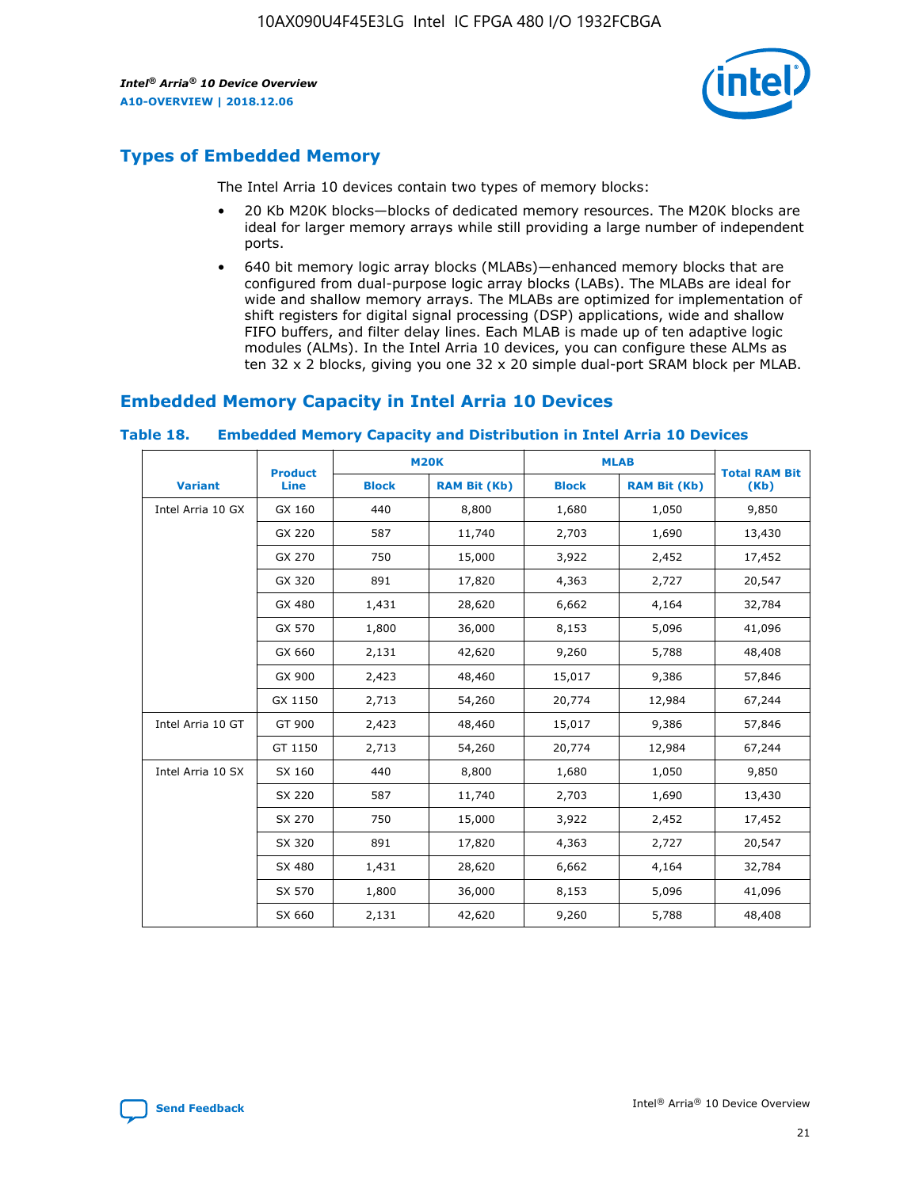## Types of Embedded Memory

The Intel Arria 10 devices contain two types of memory blocks:

- 20 Kb M20K blocks—blocks of dedicated memory resources. The M20K blocks are ideal for larger memory arrays while still providing a large number of independent ports.
- 640 bit memory logic array blocks (MLABs)—enhanced memory blocks that are configured from dual-purpose logic array blocks (LABs). The MLABs are ideal for wide and shallow memory arrays. The MLABs are optimized for implementation of shift registers for digital signal processing (DSP) applications, wide and shallow FIFO buffers, and filter delay lines. Each MLAB is made up of ten adaptive logic modules (ALMs). In the Intel Arria 10 devices, you can configure these ALMs as ten 32 x 2 blocks, giving you one 32 x 20 simple dual-port SRAM block per MLAB.

## Embedded Memory Capacity in Intel Arria 10 Devices

### Table 18. Embedded Memory Capacity and Distribution in Intel Arria 10 Devices

| Variant | Product Line | M20K | | MLAB | | Total RAM Bit (Kb) |
|---|---|---|---|---|---|---|
| | | Block | RAM Bit (Kb) | Block | RAM Bit (Kb) | |
| Intel Arria 10 GX | GX 160 | 440 | 8,800 | 1,680 | 1,050 | 9,850 |
| | GX 220 | 587 | 11,740 | 2,703 | 1,690 | 13,430 |
| | GX 270 | 750 | 15,000 | 3,922 | 2,452 | 17,452 |
| | GX 320 | 891 | 17,820 | 4,363 | 2,727 | 20,547 |
| | GX 480 | 1,431 | 28,620 | 6,662 | 4,164 | 32,784 |
| | GX 570 | 1,800 | 36,000 | 8,153 | 5,096 | 41,096 |
| | GX 660 | 2,131 | 42,620 | 9,260 | 5,788 | 48,408 |
| | GX 900 | 2,423 | 48,460 | 15,017 | 9,386 | 57,846 |
| | GX 1150 | 2,713 | 54,260 | 20,774 | 12,984 | 67,244 |
| Intel Arria 10 GT | GT 900 | 2,423 | 48,460 | 15,017 | 9,386 | 57,846 |
| | GT 1150 | 2,713 | 54,260 | 20,774 | 12,984 | 67,244 |
| Intel Arria 10 SX | SX 160 | 440 | 8,800 | 1,680 | 1,050 | 9,850 |
| | SX 220 | 587 | 11,740 | 2,703 | 1,690 | 13,430 |
| | SX 270 | 750 | 15,000 | 3,922 | 2,452 | 17,452 |
| | SX 320 | 891 | 17,820 | 4,363 | 2,727 | 20,547 |
| | SX 480 | 1,431 | 28,620 | 6,662 | 4,164 | 32,784 |
| | SX 570 | 1,800 | 36,000 | 8,153 | 5,096 | 41,096 |
| | SX 660 | 2,131 | 42,620 | 9,260 | 5,788 | 48,408 |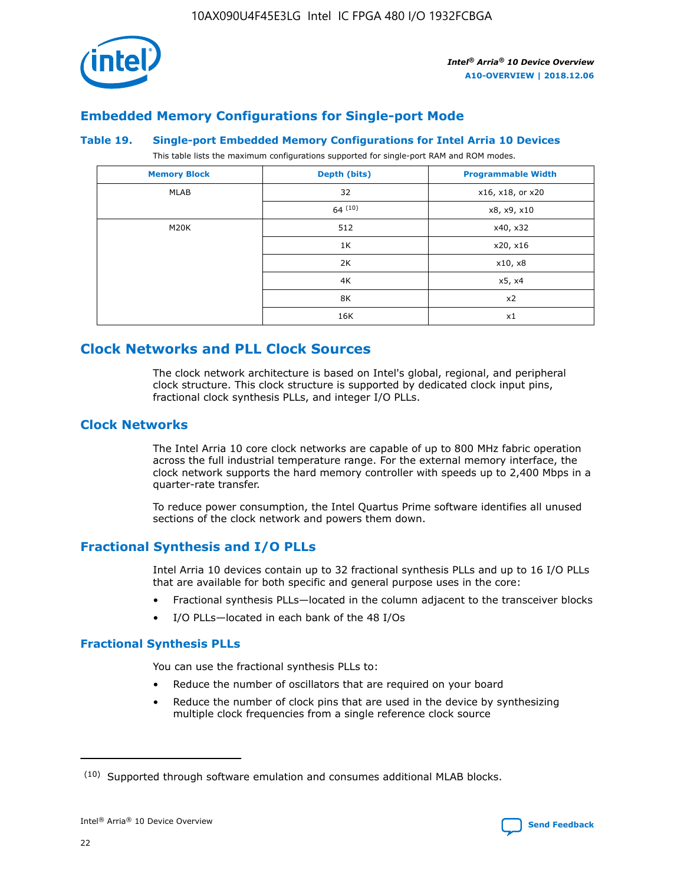## Embedded Memory Configurations for Single-port Mode

### Table 19. Single-port Embedded Memory Configurations for Intel Arria 10 Devices

This table lists the maximum configurations supported for single-port RAM and ROM modes.

| Memory Block | Depth (bits) | Programmable Width |
|---|---|---|
| MLAB | 32 | x16, x18, or x20 |
| | 64 [10] | x8, x9, x10 |
| M20K | 512 | x40, x32 |
| | 1K | x20, x16 |
| | 2K | x10, x8 |
| | 4K | x5, x4 |
| | 8K | x2 |
| | 16K | x1 |

## Clock Networks and PLL Clock Sources

The clock network architecture is based on Intel's global, regional, and peripheral clock structure. This clock structure is supported by dedicated clock input pins, fractional clock synthesis PLLs, and integer I/O PLLs.

## Clock Networks

The Intel Arria 10 core clock networks are capable of up to 800 MHz fabric operation across the full industrial temperature range. For the external memory interface, the clock network supports the hard memory controller with speeds up to 2,400 Mbps in a quarter-rate transfer.

To reduce power consumption, the Intel Quartus Prime software identifies all unused sections of the clock network and powers them down.

## Fractional Synthesis and I/O PLLs

Intel Arria 10 devices contain up to 32 fractional synthesis PLLs and up to 16 I/O PLLs that are available for both specific and general purpose uses in the core:

- Fractional synthesis PLLs—located in the column adjacent to the transceiver blocks
- I/O PLLs—located in each bank of the 48 I/Os

### Fractional Synthesis PLLs

You can use the fractional synthesis PLLs to:

- Reduce the number of oscillators that are required on your board
- Reduce the number of clock pins that are used in the device by synthesizing multiple clock frequencies from a single reference clock source

(10) Supported through software emulation and consumes additional MLAB blocks.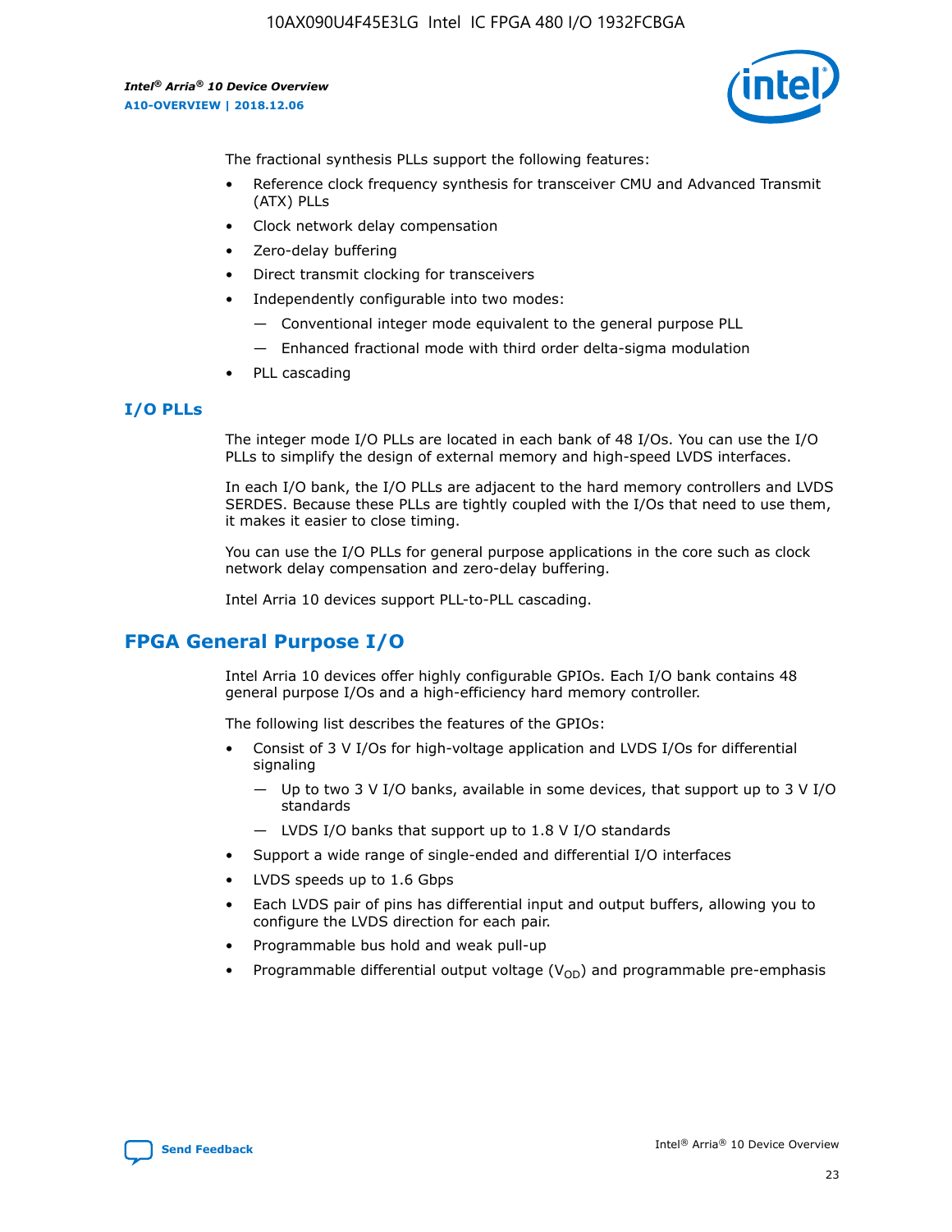The fractional synthesis PLLs support the following features:

- Reference clock frequency synthesis for transceiver CMU and Advanced Transmit (ATX) PLLs
- Clock network delay compensation
- Zero-delay buffering
- Direct transmit clocking for transceivers
- Independently configurable into two modes:
  - — Conventional integer mode equivalent to the general purpose PLL
  - — Enhanced fractional mode with third order delta-sigma modulation
- PLL cascading

### I/O PLLs

The integer mode I/O PLLs are located in each bank of 48 I/Os. You can use the I/O PLLs to simplify the design of external memory and high-speed LVDS interfaces.

In each I/O bank, the I/O PLLs are adjacent to the hard memory controllers and LVDS SERDES. Because these PLLs are tightly coupled with the I/Os that need to use them, it makes it easier to close timing.

You can use the I/O PLLs for general purpose applications in the core such as clock network delay compensation and zero-delay buffering.

Intel Arria 10 devices support PLL-to-PLL cascading.

## FPGA General Purpose I/O

Intel Arria 10 devices offer highly configurable GPIOs. Each I/O bank contains 48 general purpose I/Os and a high-efficiency hard memory controller.

The following list describes the features of the GPIOs:

- Consist of 3 V I/Os for high-voltage application and LVDS I/Os for differential signaling
  - — Up to two 3 V I/O banks, available in some devices, that support up to 3 V I/O standards
  - — LVDS I/O banks that support up to 1.8 V I/O standards
- Support a wide range of single-ended and differential I/O interfaces
- LVDS speeds up to 1.6 Gbps
- Each LVDS pair of pins has differential input and output buffers, allowing you to configure the LVDS direction for each pair.
- Programmable bus hold and weak pull-up
- Programmable differential output voltage ($V_{OD}$) and programmable pre-emphasis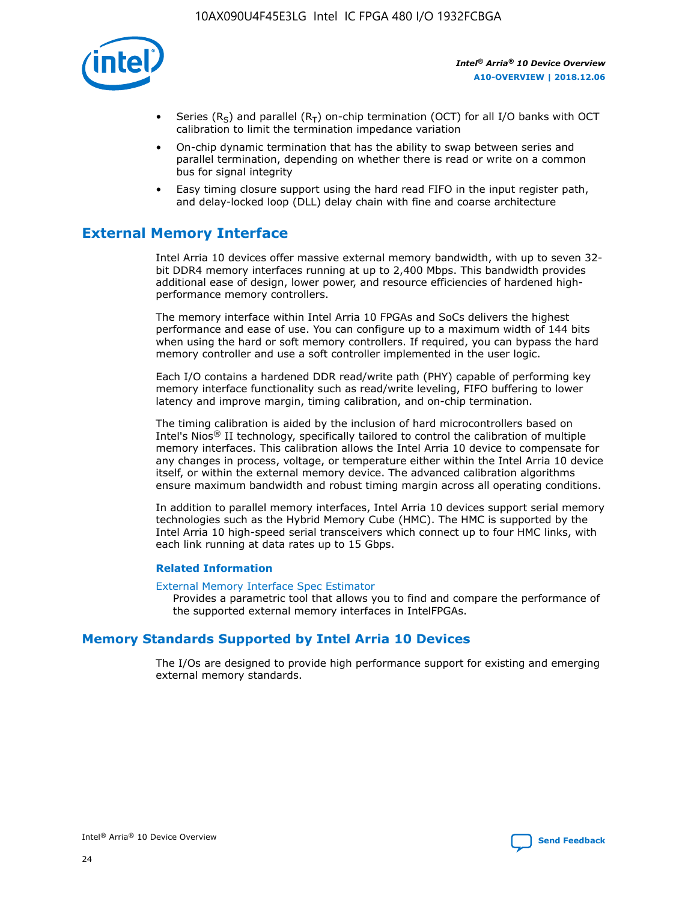- Series ($R_S$) and parallel ($R_T$) on-chip termination (OCT) for all I/O banks with OCT calibration to limit the termination impedance variation
- On-chip dynamic termination that has the ability to swap between series and parallel termination, depending on whether there is read or write on a common bus for signal integrity
- Easy timing closure support using the hard read FIFO in the input register path, and delay-locked loop (DLL) delay chain with fine and coarse architecture

## External Memory Interface

Intel Arria 10 devices offer massive external memory bandwidth, with up to seven 32-bit DDR4 memory interfaces running at up to 2,400 Mbps. This bandwidth provides additional ease of design, lower power, and resource efficiencies of hardened high-performance memory controllers.

The memory interface within Intel Arria 10 FPGAs and SoCs delivers the highest performance and ease of use. You can configure up to a maximum width of 144 bits when using the hard or soft memory controllers. If required, you can bypass the hard memory controller and use a soft controller implemented in the user logic.

Each I/O contains a hardened DDR read/write path (PHY) capable of performing key memory interface functionality such as read/write leveling, FIFO buffering to lower latency and improve margin, timing calibration, and on-chip termination.

The timing calibration is aided by the inclusion of hard microcontrollers based on Intel's Nios® II technology, specifically tailored to control the calibration of multiple memory interfaces. This calibration allows the Intel Arria 10 device to compensate for any changes in process, voltage, or temperature either within the Intel Arria 10 device itself, or within the external memory device. The advanced calibration algorithms ensure maximum bandwidth and robust timing margin across all operating conditions.

In addition to parallel memory interfaces, Intel Arria 10 devices support serial memory technologies such as the Hybrid Memory Cube (HMC). The HMC is supported by the Intel Arria 10 high-speed serial transceivers which connect up to four HMC links, with each link running at data rates up to 15 Gbps.

### Related Information

External Memory Interface Spec Estimator
Provides a parametric tool that allows you to find and compare the performance of the supported external memory interfaces in IntelFPGAs.

## Memory Standards Supported by Intel Arria 10 Devices

The I/Os are designed to provide high performance support for existing and emerging external memory standards.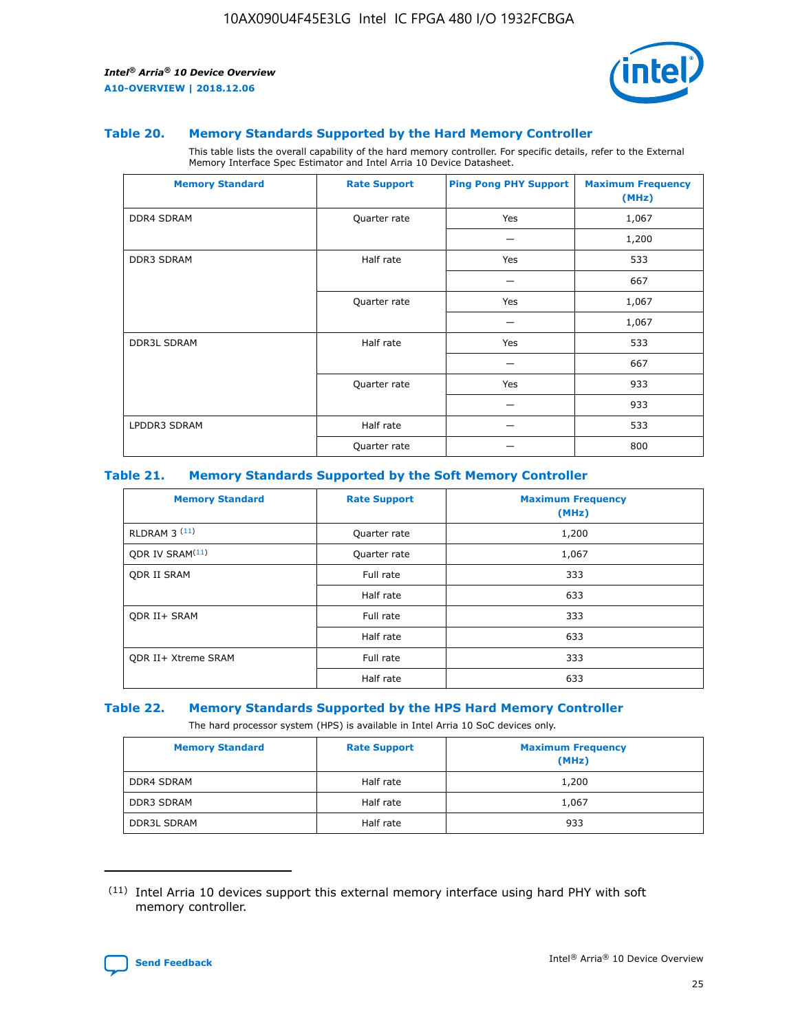### Table 20. Memory Standards Supported by the Hard Memory Controller

This table lists the overall capability of the hard memory controller. For specific details, refer to the External Memory Interface Spec Estimator and Intel Arria 10 Device Datasheet.

| Memory Standard | Rate Support | Ping Pong PHY Support | Maximum Frequency (MHz) |
| --- | --- | --- | --- |
| DDR4 SDRAM | Quarter rate | Yes | 1,067 |
| | | — | 1,200 |
| DDR3 SDRAM | Half rate | Yes | 533 |
| | | — | 667 |
| | Quarter rate | Yes | 1,067 |
| | | — | 1,067 |
| DDR3L SDRAM | Half rate | Yes | 533 |
| | | — | 667 |
| | Quarter rate | Yes | 933 |
| | | — | 933 |
| LPDDR3 SDRAM | Half rate | — | 533 |
| | Quarter rate | — | 800 |

### Table 21. Memory Standards Supported by the Soft Memory Controller

| Memory Standard | Rate Support | Maximum Frequency (MHz) |
| --- | --- | --- |
| RLDRAM 3 [(11)] | Quarter rate | 1,200 |
| QDR IV SRAM[(11)] | Quarter rate | 1,067 |
| QDR II SRAM | Full rate | 333 |
| | Half rate | 633 |
| QDR II+ SRAM | Full rate | 333 |
| | Half rate | 633 |
| QDR II+ Xtreme SRAM | Full rate | 333 |
| | Half rate | 633 |

### Table 22. Memory Standards Supported by the HPS Hard Memory Controller

The hard processor system (HPS) is available in Intel Arria 10 SoC devices only.

| Memory Standard | Rate Support | Maximum Frequency (MHz) |
| --- | --- | --- |
| DDR4 SDRAM | Half rate | 1,200 |
| DDR3 SDRAM | Half rate | 1,067 |
| DDR3L SDRAM | Half rate | 933 |

(11) Intel Arria 10 devices support this external memory interface using hard PHY with soft memory controller.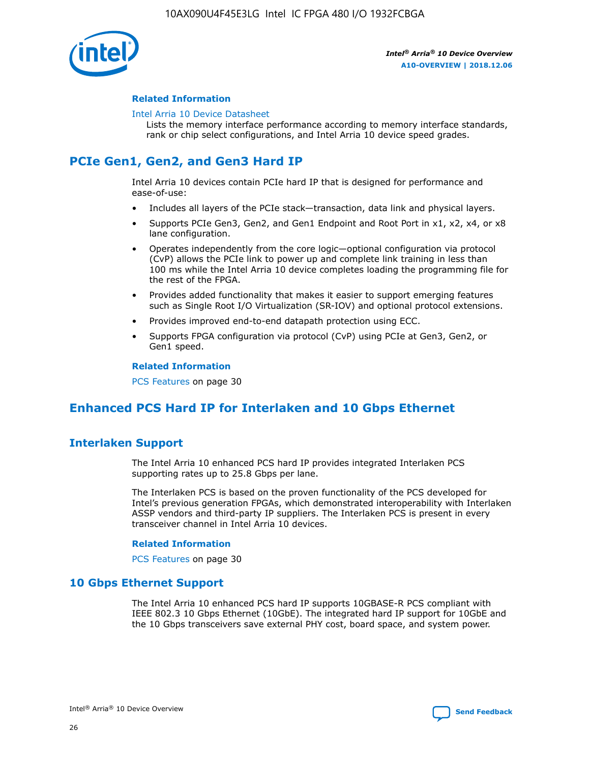#### Related Information

Intel Arria 10 Device Datasheet

Lists the memory interface performance according to memory interface standards, rank or chip select configurations, and Intel Arria 10 device speed grades.

## PCIe Gen1, Gen2, and Gen3 Hard IP

Intel Arria 10 devices contain PCIe hard IP that is designed for performance and ease-of-use:

- Includes all layers of the PCIe stack—transaction, data link and physical layers.
- Supports PCIe Gen3, Gen2, and Gen1 Endpoint and Root Port in x1, x2, x4, or x8 lane configuration.
- Operates independently from the core logic—optional configuration via protocol (CvP) allows the PCIe link to power up and complete link training in less than 100 ms while the Intel Arria 10 device completes loading the programming file for the rest of the FPGA.
- Provides added functionality that makes it easier to support emerging features such as Single Root I/O Virtualization (SR-IOV) and optional protocol extensions.
- Provides improved end-to-end datapath protection using ECC.
- Supports FPGA configuration via protocol (CvP) using PCIe at Gen3, Gen2, or Gen1 speed.

#### Related Information

PCS Features on page 30

## Enhanced PCS Hard IP for Interlaken and 10 Gbps Ethernet

### Interlaken Support

The Intel Arria 10 enhanced PCS hard IP provides integrated Interlaken PCS supporting rates up to 25.8 Gbps per lane.

The Interlaken PCS is based on the proven functionality of the PCS developed for Intel's previous generation FPGAs, which demonstrated interoperability with Interlaken ASSP vendors and third-party IP suppliers. The Interlaken PCS is present in every transceiver channel in Intel Arria 10 devices.

#### Related Information

PCS Features on page 30

### 10 Gbps Ethernet Support

The Intel Arria 10 enhanced PCS hard IP supports 10GBASE-R PCS compliant with IEEE 802.3 10 Gbps Ethernet (10GbE). The integrated hard IP support for 10GbE and the 10 Gbps transceivers save external PHY cost, board space, and system power.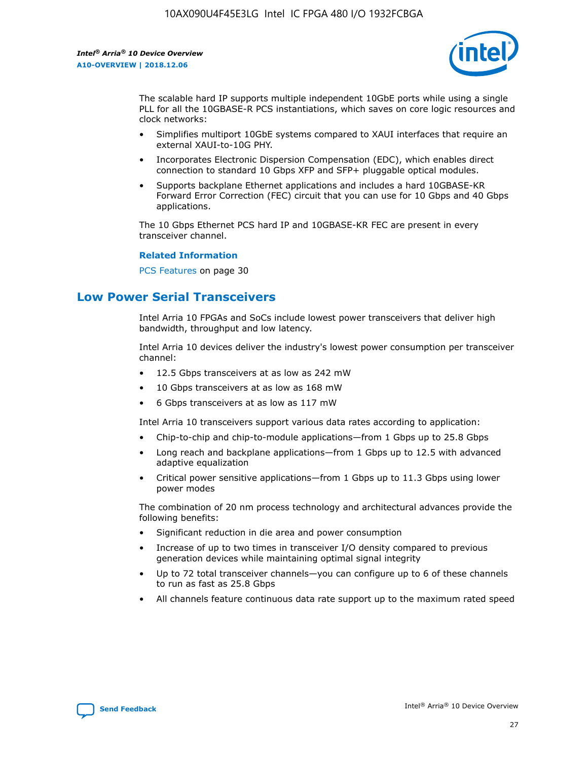The scalable hard IP supports multiple independent 10GbE ports while using a single PLL for all the 10GBASE-R PCS instantiations, which saves on core logic resources and clock networks:

- Simplifies multiport 10GbE systems compared to XAUI interfaces that require an external XAUI-to-10G PHY.
- Incorporates Electronic Dispersion Compensation (EDC), which enables direct connection to standard 10 Gbps XFP and SFP+ pluggable optical modules.
- Supports backplane Ethernet applications and includes a hard 10GBASE-KR Forward Error Correction (FEC) circuit that you can use for 10 Gbps and 40 Gbps applications.

The 10 Gbps Ethernet PCS hard IP and 10GBASE-KR FEC are present in every transceiver channel.

**Related Information**

PCS Features on page 30

## Low Power Serial Transceivers

Intel Arria 10 FPGAs and SoCs include lowest power transceivers that deliver high bandwidth, throughput and low latency.

Intel Arria 10 devices deliver the industry's lowest power consumption per transceiver channel:

- 12.5 Gbps transceivers at as low as 242 mW
- 10 Gbps transceivers at as low as 168 mW
- 6 Gbps transceivers at as low as 117 mW

Intel Arria 10 transceivers support various data rates according to application:

- Chip-to-chip and chip-to-module applications—from 1 Gbps up to 25.8 Gbps
- Long reach and backplane applications—from 1 Gbps up to 12.5 with advanced adaptive equalization
- Critical power sensitive applications—from 1 Gbps up to 11.3 Gbps using lower power modes

The combination of 20 nm process technology and architectural advances provide the following benefits:

- Significant reduction in die area and power consumption
- Increase of up to two times in transceiver I/O density compared to previous generation devices while maintaining optimal signal integrity
- Up to 72 total transceiver channels—you can configure up to 6 of these channels to run as fast as 25.8 Gbps
- All channels feature continuous data rate support up to the maximum rated speed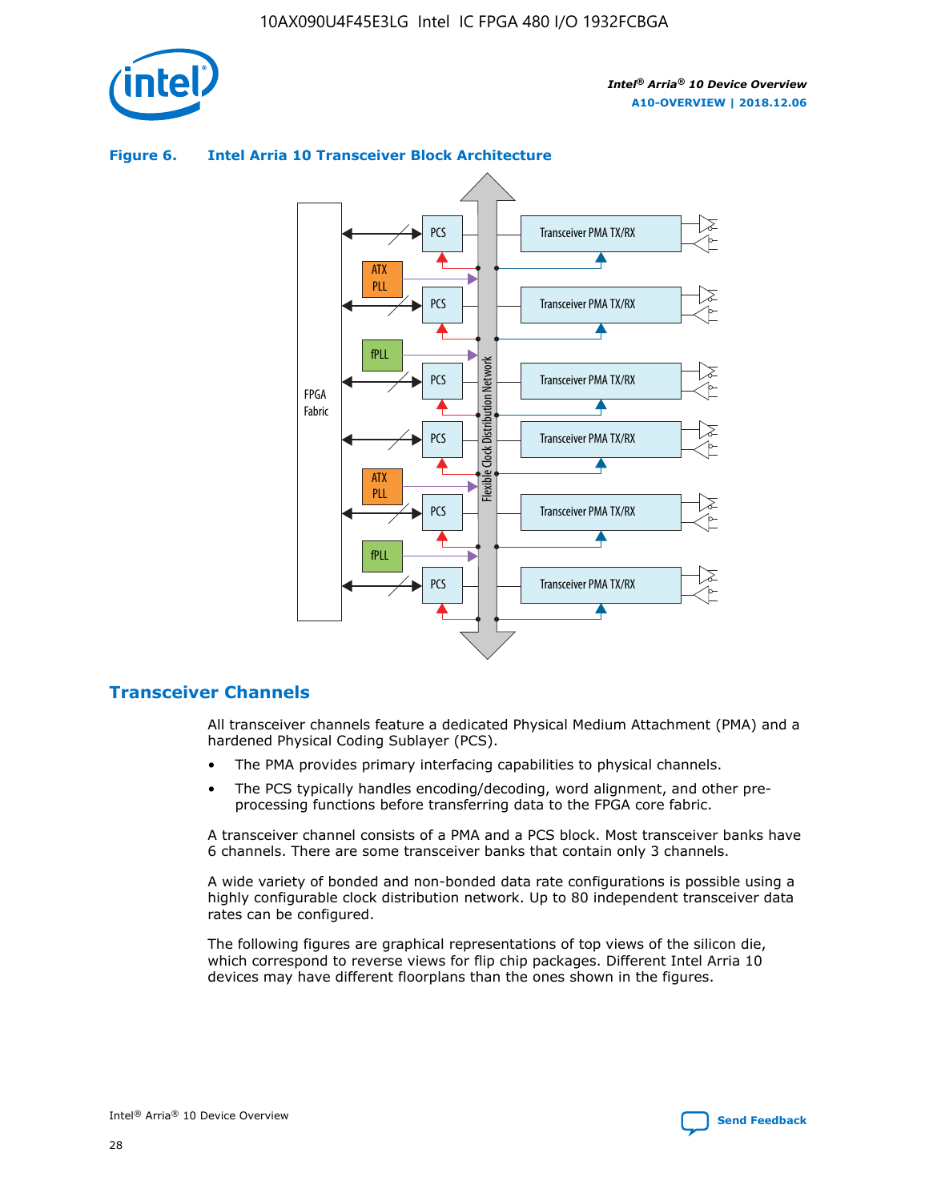**Figure 6. Intel Arria 10 Transceiver Block Architecture**

## Transceiver Channels

All transceiver channels feature a dedicated Physical Medium Attachment (PMA) and a hardened Physical Coding Sublayer (PCS).

- The PMA provides primary interfacing capabilities to physical channels.
- The PCS typically handles encoding/decoding, word alignment, and other pre-processing functions before transferring data to the FPGA core fabric.

A transceiver channel consists of a PMA and a PCS block. Most transceiver banks have 6 channels. There are some transceiver banks that contain only 3 channels.

A wide variety of bonded and non-bonded data rate configurations is possible using a highly configurable clock distribution network. Up to 80 independent transceiver data rates can be configured.

The following figures are graphical representations of top views of the silicon die, which correspond to reverse views for flip chip packages. Different Intel Arria 10 devices may have different floorplans than the ones shown in the figures.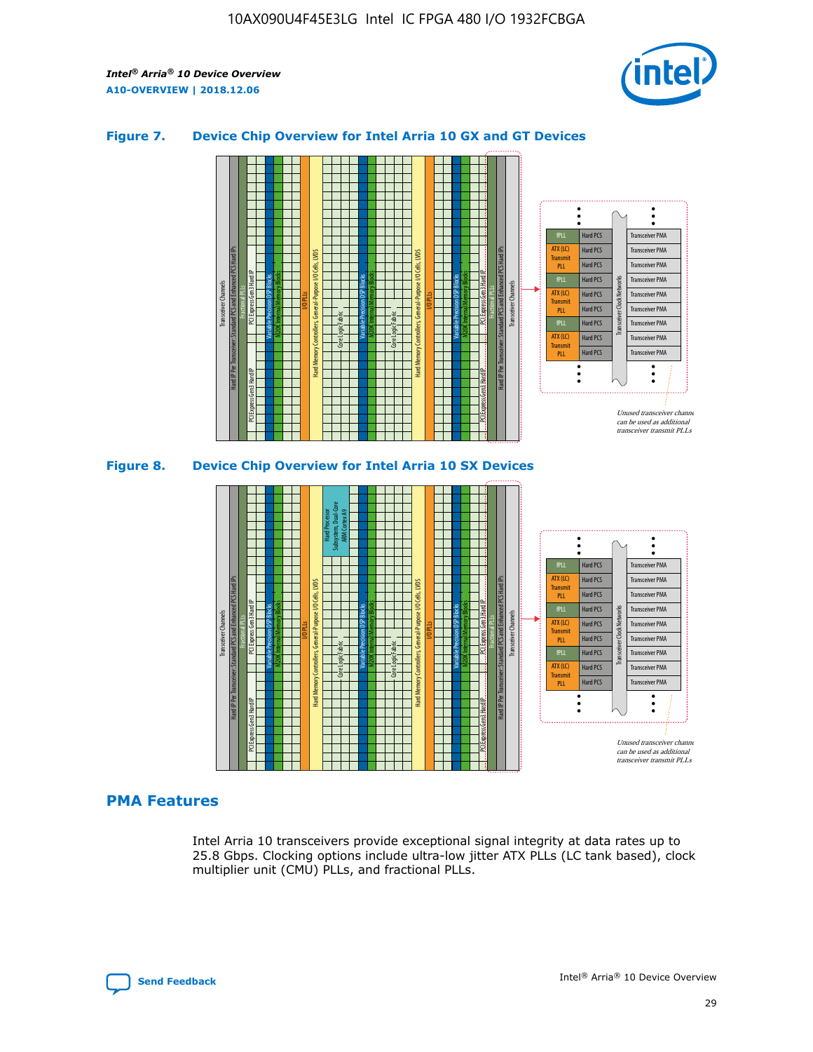## Figure 7. Device Chip Overview for Intel Arria 10 GX and GT Devices

## Figure 8. Device Chip Overview for Intel Arria 10 SX Devices

## PMA Features

Intel Arria 10 transceivers provide exceptional signal integrity at data rates up to 25.8 Gbps. Clocking options include ultra-low jitter ATX PLLs (LC tank based), clock multiplier unit (CMU) PLLs, and fractional PLLs.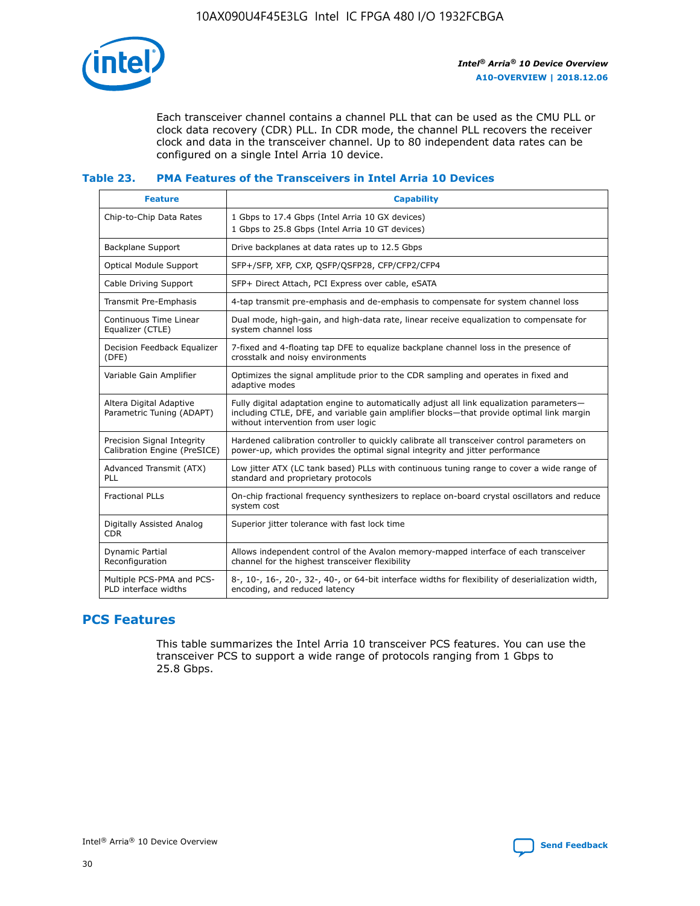Each transceiver channel contains a channel PLL that can be used as the CMU PLL or clock data recovery (CDR) PLL. In CDR mode, the channel PLL recovers the receiver clock and data in the transceiver channel. Up to 80 independent data rates can be configured on a single Intel Arria 10 device.

### Table 23. PMA Features of the Transceivers in Intel Arria 10 Devices

| Feature | Capability |
| --- | --- |
| Chip-to-Chip Data Rates | 1 Gbps to 17.4 Gbps (Intel Arria 10 GX devices)<br>1 Gbps to 25.8 Gbps (Intel Arria 10 GT devices) |
| Backplane Support | Drive backplanes at data rates up to 12.5 Gbps |
| Optical Module Support | SFP+/SFP, XFP, CXP, QSFP/QSFP28, CFP/CFP2/CFP4 |
| Cable Driving Support | SFP+ Direct Attach, PCI Express over cable, eSATA |
| Transmit Pre-Emphasis | 4-tap transmit pre-emphasis and de-emphasis to compensate for system channel loss |
| Continuous Time Linear Equalizer (CTLE) | Dual mode, high-gain, and high-data rate, linear receive equalization to compensate for system channel loss |
| Decision Feedback Equalizer (DFE) | 7-fixed and 4-floating tap DFE to equalize backplane channel loss in the presence of crosstalk and noisy environments |
| Variable Gain Amplifier | Optimizes the signal amplitude prior to the CDR sampling and operates in fixed and adaptive modes |
| Altera Digital Adaptive Parametric Tuning (ADAPT) | Fully digital adaptation engine to automatically adjust all link equalization parameters—including CTLE, DFE, and variable gain amplifier blocks—that provide optimal link margin without intervention from user logic |
| Precision Signal Integrity Calibration Engine (PreSICE) | Hardened calibration controller to quickly calibrate all transceiver control parameters on power-up, which provides the optimal signal integrity and jitter performance |
| Advanced Transmit (ATX) PLL | Low jitter ATX (LC tank based) PLLs with continuous tuning range to cover a wide range of standard and proprietary protocols |
| Fractional PLLs | On-chip fractional frequency synthesizers to replace on-board crystal oscillators and reduce system cost |
| Digitally Assisted Analog CDR | Superior jitter tolerance with fast lock time |
| Dynamic Partial Reconfiguration | Allows independent control of the Avalon memory-mapped interface of each transceiver channel for the highest transceiver flexibility |
| Multiple PCS-PMA and PCS-PLD interface widths | 8-, 10-, 16-, 20-, 32-, 40-, or 64-bit interface widths for flexibility of deserialization width, encoding, and reduced latency |

## PCS Features

This table summarizes the Intel Arria 10 transceiver PCS features. You can use the transceiver PCS to support a wide range of protocols ranging from 1 Gbps to 25.8 Gbps.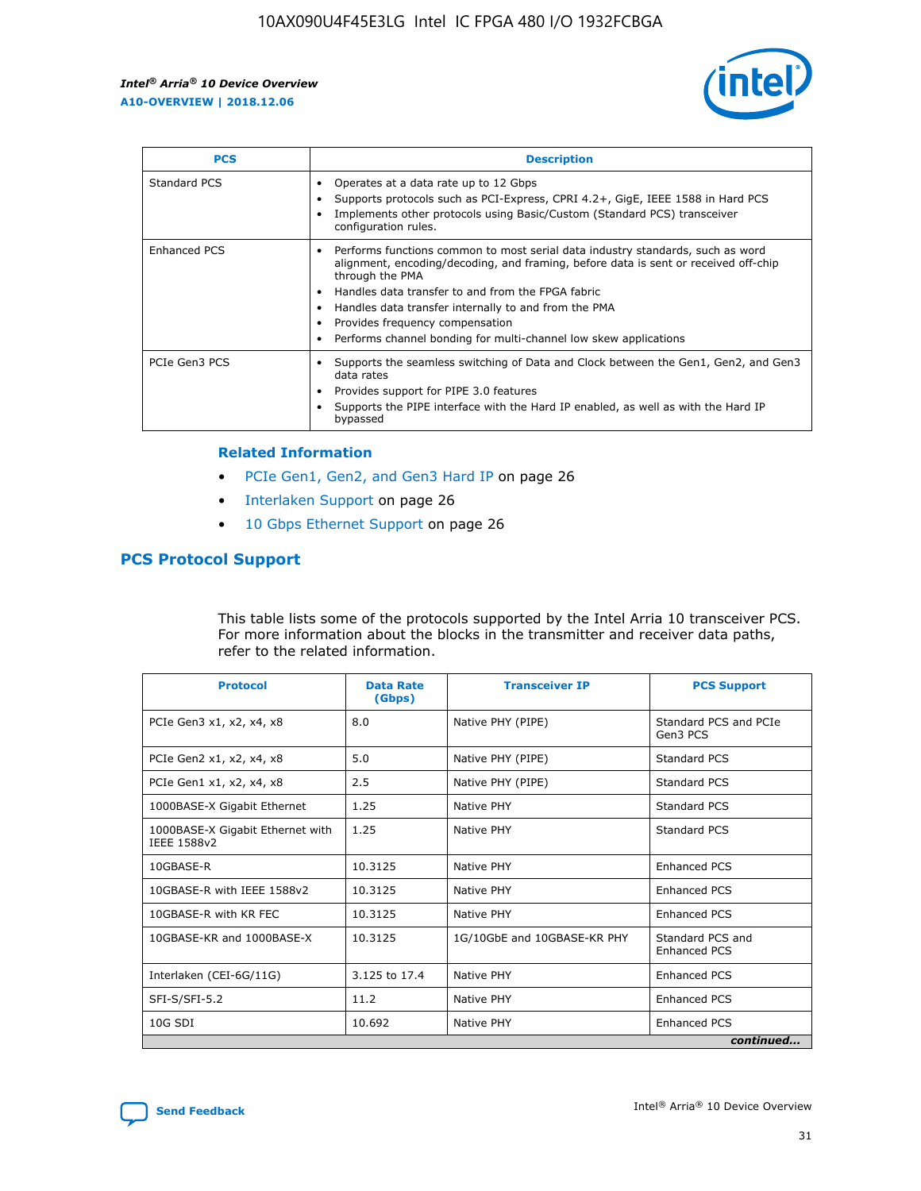| PCS | Description |
| --- | --- |
| Standard PCS | • Operates at a data rate up to 12 Gbps<br>• Supports protocols such as PCI-Express, CPRI 4.2+, GigE, IEEE 1588 in Hard PCS<br>• Implements other protocols using Basic/Custom (Standard PCS) transceiver configuration rules. |
| Enhanced PCS | • Performs functions common to most serial data industry standards, such as word alignment, encoding/decoding, and framing, before data is sent or received off-chip through the PMA<br>• Handles data transfer to and from the FPGA fabric<br>• Handles data transfer internally to and from the PMA<br>• Provides frequency compensation<br>• Performs channel bonding for multi-channel low skew applications |
| PCIe Gen3 PCS | • Supports the seamless switching of Data and Clock between the Gen1, Gen2, and Gen3 data rates<br>• Provides support for PIPE 3.0 features<br>• Supports the PIPE interface with the Hard IP enabled, as well as with the Hard IP bypassed |

### Related Information

- PCIe Gen1, Gen2, and Gen3 Hard IP on page 26
- Interlaken Support on page 26
- 10 Gbps Ethernet Support on page 26

## PCS Protocol Support

This table lists some of the protocols supported by the Intel Arria 10 transceiver PCS. For more information about the blocks in the transmitter and receiver data paths, refer to the related information.

| Protocol | Data Rate (Gbps) | Transceiver IP | PCS Support |
| --- | --- | --- | --- |
| PCIe Gen3 x1, x2, x4, x8 | 8.0 | Native PHY (PIPE) | Standard PCS and PCIe Gen3 PCS |
| PCIe Gen2 x1, x2, x4, x8 | 5.0 | Native PHY (PIPE) | Standard PCS |
| PCIe Gen1 x1, x2, x4, x8 | 2.5 | Native PHY (PIPE) | Standard PCS |
| 1000BASE-X Gigabit Ethernet | 1.25 | Native PHY | Standard PCS |
| 1000BASE-X Gigabit Ethernet with IEEE 1588v2 | 1.25 | Native PHY | Standard PCS |
| 10GBASE-R | 10.3125 | Native PHY | Enhanced PCS |
| 10GBASE-R with IEEE 1588v2 | 10.3125 | Native PHY | Enhanced PCS |
| 10GBASE-R with KR FEC | 10.3125 | Native PHY | Enhanced PCS |
| 10GBASE-KR and 1000BASE-X | 10.3125 | 1G/10GbE and 10GBASE-KR PHY | Standard PCS and Enhanced PCS |
| Interlaken (CEI-6G/11G) | 3.125 to 17.4 | Native PHY | Enhanced PCS |
| SFI-S/SFI-5.2 | 11.2 | Native PHY | Enhanced PCS |
| 10G SDI | 10.692 | Native PHY | Enhanced PCS |

*continued...*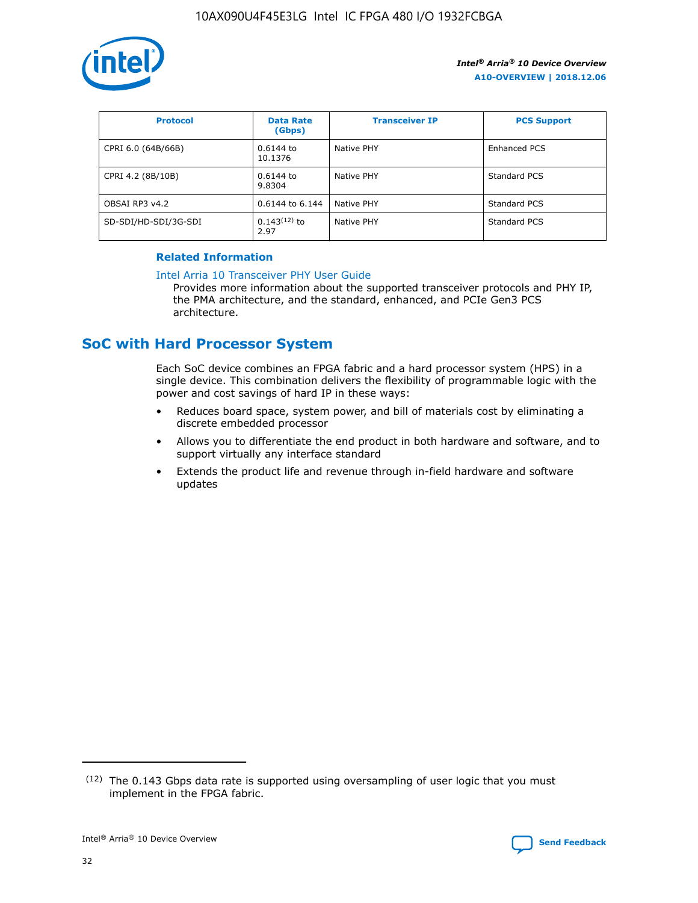| Protocol | Data Rate (Gbps) | Transceiver IP | PCS Support |
| --- | --- | --- | --- |
| CPRI 6.0 (64B/66B) | 0.6144 to 10.1376 | Native PHY | Enhanced PCS |
| CPRI 4.2 (8B/10B) | 0.6144 to 9.8304 | Native PHY | Standard PCS |
| OBSAI RP3 v4.2 | 0.6144 to 6.144 | Native PHY | Standard PCS |
| SD-SDI/HD-SDI/3G-SDI | 0.143[12] to 2.97 | Native PHY | Standard PCS |

**Related Information**

Intel Arria 10 Transceiver PHY User Guide

Provides more information about the supported transceiver protocols and PHY IP, the PMA architecture, and the standard, enhanced, and PCIe Gen3 PCS architecture.

## SoC with Hard Processor System

Each SoC device combines an FPGA fabric and a hard processor system (HPS) in a single device. This combination delivers the flexibility of programmable logic with the power and cost savings of hard IP in these ways:

- Reduces board space, system power, and bill of materials cost by eliminating a discrete embedded processor
- Allows you to differentiate the end product in both hardware and software, and to support virtually any interface standard
- Extends the product life and revenue through in-field hardware and software updates

(12) The 0.143 Gbps data rate is supported using oversampling of user logic that you must implement in the FPGA fabric.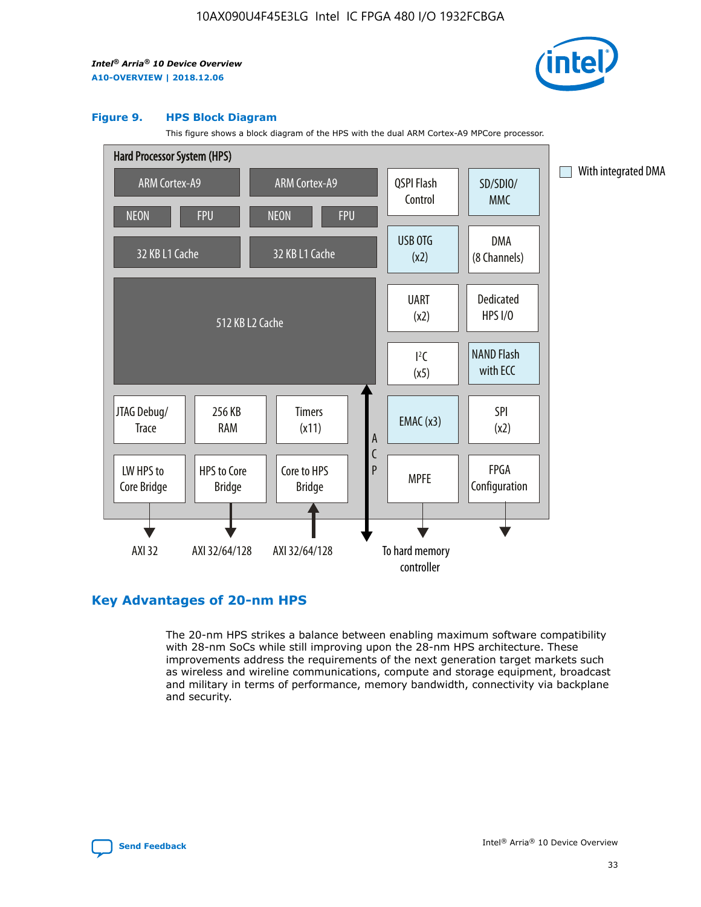### Figure 9. HPS Block Diagram

This figure shows a block diagram of the HPS with the dual ARM Cortex-A9 MPCore processor.

Hard Processor System (HPS)

ARM Cortex-A9 | ARM Cortex-A9 | QSPI Flash Control | SD/SDIO/MMC

NEON | FPU | NEON | FPU

32 KB L1 Cache | 32 KB L1 Cache | USB OTG (x2) | DMA (8 Channels)

512 KB L2 Cache | UART (x2) | Dedicated HPS I/O | I²C (x5) | NAND Flash with ECC

JTAG Debug/Trace | 256 KB RAM | Timers (x11) | ACP | EMAC (x3) | SPI (x2)

LW HPS to Core Bridge | HPS to Core Bridge | Core to HPS Bridge | MPFE | FPGA Configuration

AXI 32 | AXI 32/64/128 | AXI 32/64/128 | To hard memory controller

With integrated DMA

## Key Advantages of 20-nm HPS

The 20-nm HPS strikes a balance between enabling maximum software compatibility with 28-nm SoCs while still improving upon the 28-nm HPS architecture. These improvements address the requirements of the next generation target markets such as wireless and wireline communications, compute and storage equipment, broadcast and military in terms of performance, memory bandwidth, connectivity via backplane and security.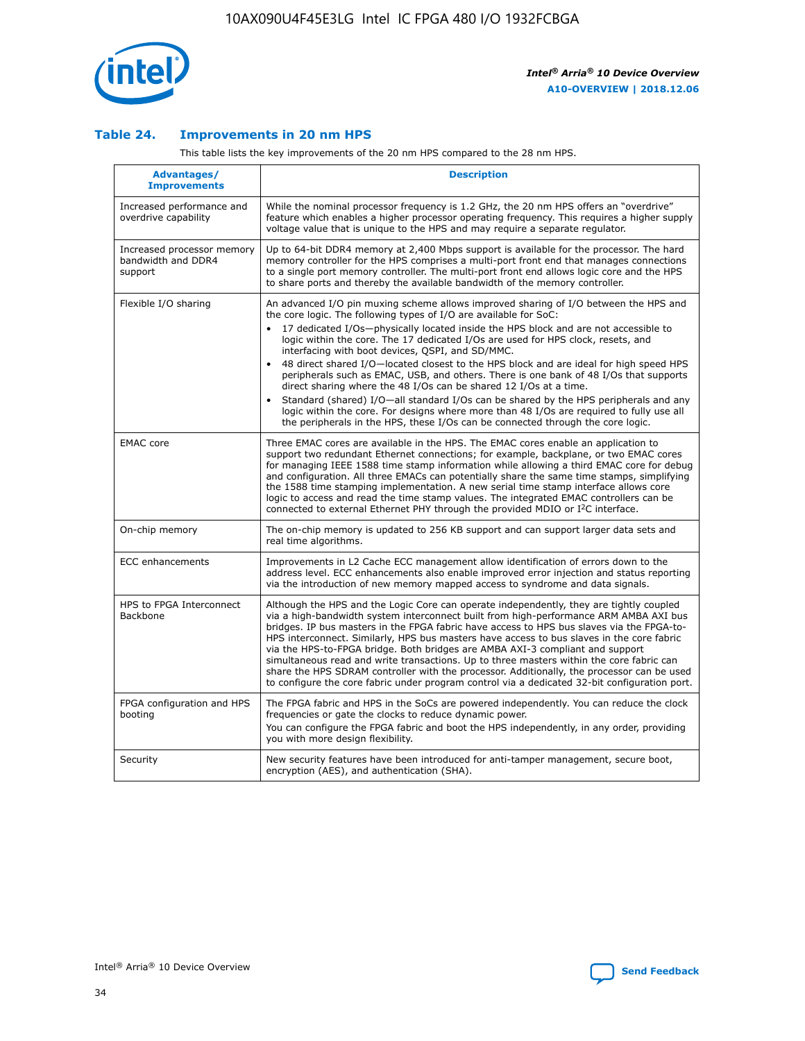### Table 24. Improvements in 20 nm HPS

This table lists the key improvements of the 20 nm HPS compared to the 28 nm HPS.

| Advantages/ Improvements | Description |
|---|---|
| Increased performance and overdrive capability | While the nominal processor frequency is 1.2 GHz, the 20 nm HPS offers an "overdrive" feature which enables a higher processor operating frequency. This requires a higher supply voltage value that is unique to the HPS and may require a separate regulator. |
| Increased processor memory bandwidth and DDR4 support | Up to 64-bit DDR4 memory at 2,400 Mbps support is available for the processor. The hard memory controller for the HPS comprises a multi-port front end that manages connections to a single port memory controller. The multi-port front end allows logic core and the HPS to share ports and thereby the available bandwidth of the memory controller. |
| Flexible I/O sharing | An advanced I/O pin muxing scheme allows improved sharing of I/O between the HPS and the core logic. The following types of I/O are available for SoC:<br>• 17 dedicated I/Os—physically located inside the HPS block and are not accessible to logic within the core. The 17 dedicated I/Os are used for HPS clock, resets, and interfacing with boot devices, QSPI, and SD/MMC.<br>• 48 direct shared I/O—located closest to the HPS block and are ideal for high speed HPS peripherals such as EMAC, USB, and others. There is one bank of 48 I/Os that supports direct sharing where the 48 I/Os can be shared 12 I/Os at a time.<br>• Standard (shared) I/O—all standard I/Os can be shared by the HPS peripherals and any logic within the core. For designs where more than 48 I/Os are required to fully use all the peripherals in the HPS, these I/Os can be connected through the core logic. |
| EMAC core | Three EMAC cores are available in the HPS. The EMAC cores enable an application to support two redundant Ethernet connections; for example, backplane, or two EMAC cores for managing IEEE 1588 time stamp information while allowing a third EMAC core for debug and configuration. All three EMACs can potentially share the same time stamps, simplifying the 1588 time stamping implementation. A new serial time stamp interface allows core logic to access and read the time stamp values. The integrated EMAC controllers can be connected to external Ethernet PHY through the provided MDIO or I²C interface. |
| On-chip memory | The on-chip memory is updated to 256 KB support and can support larger data sets and real time algorithms. |
| ECC enhancements | Improvements in L2 Cache ECC management allow identification of errors down to the address level. ECC enhancements also enable improved error injection and status reporting via the introduction of new memory mapped access to syndrome and data signals. |
| HPS to FPGA Interconnect Backbone | Although the HPS and the Logic Core can operate independently, they are tightly coupled via a high-bandwidth system interconnect built from high-performance ARM AMBA AXI bus bridges. IP bus masters in the FPGA fabric have access to HPS bus slaves via the FPGA-to-HPS interconnect. Similarly, HPS bus masters have access to bus slaves in the core fabric via the HPS-to-FPGA bridge. Both bridges are AMBA AXI-3 compliant and support simultaneous read and write transactions. Up to three masters within the core fabric can share the HPS SDRAM controller with the processor. Additionally, the processor can be used to configure the core fabric under program control via a dedicated 32-bit configuration port. |
| FPGA configuration and HPS booting | The FPGA fabric and HPS in the SoCs are powered independently. You can reduce the clock frequencies or gate the clocks to reduce dynamic power.<br>You can configure the FPGA fabric and boot the HPS independently, in any order, providing you with more design flexibility. |
| Security | New security features have been introduced for anti-tamper management, secure boot, encryption (AES), and authentication (SHA). |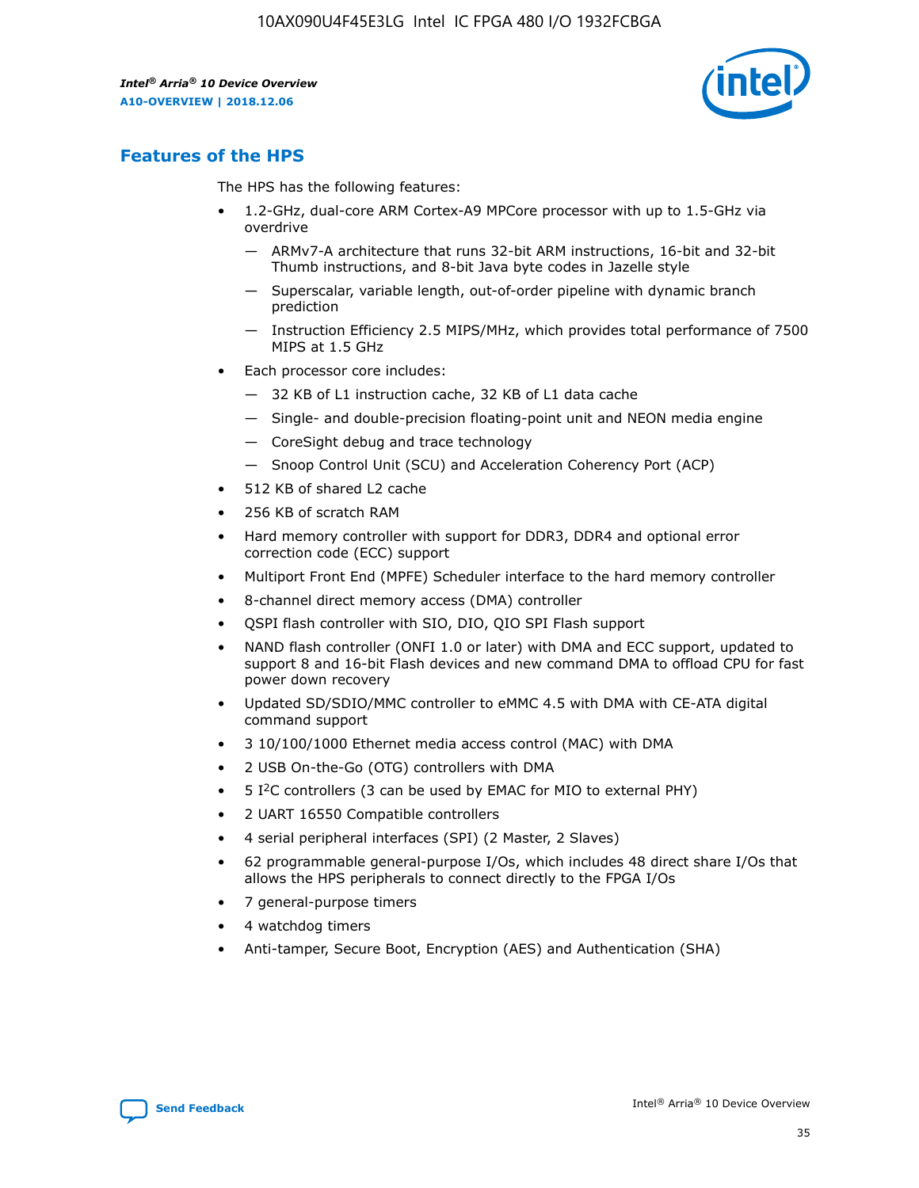## Features of the HPS

The HPS has the following features:

- 1.2-GHz, dual-core ARM Cortex-A9 MPCore processor with up to 1.5-GHz via overdrive
  - — ARMv7-A architecture that runs 32-bit ARM instructions, 16-bit and 32-bit Thumb instructions, and 8-bit Java byte codes in Jazelle style
  - — Superscalar, variable length, out-of-order pipeline with dynamic branch prediction
  - — Instruction Efficiency 2.5 MIPS/MHz, which provides total performance of 7500 MIPS at 1.5 GHz
- Each processor core includes:
  - — 32 KB of L1 instruction cache, 32 KB of L1 data cache
  - — Single- and double-precision floating-point unit and NEON media engine
  - — CoreSight debug and trace technology
  - — Snoop Control Unit (SCU) and Acceleration Coherency Port (ACP)
- 512 KB of shared L2 cache
- 256 KB of scratch RAM
- Hard memory controller with support for DDR3, DDR4 and optional error correction code (ECC) support
- Multiport Front End (MPFE) Scheduler interface to the hard memory controller
- 8-channel direct memory access (DMA) controller
- QSPI flash controller with SIO, DIO, QIO SPI Flash support
- NAND flash controller (ONFI 1.0 or later) with DMA and ECC support, updated to support 8 and 16-bit Flash devices and new command DMA to offload CPU for fast power down recovery
- Updated SD/SDIO/MMC controller to eMMC 4.5 with DMA with CE-ATA digital command support
- 3 10/100/1000 Ethernet media access control (MAC) with DMA
- 2 USB On-the-Go (OTG) controllers with DMA
- 5 I²C controllers (3 can be used by EMAC for MIO to external PHY)
- 2 UART 16550 Compatible controllers
- 4 serial peripheral interfaces (SPI) (2 Master, 2 Slaves)
- 62 programmable general-purpose I/Os, which includes 48 direct share I/Os that allows the HPS peripherals to connect directly to the FPGA I/Os
- 7 general-purpose timers
- 4 watchdog timers
- Anti-tamper, Secure Boot, Encryption (AES) and Authentication (SHA)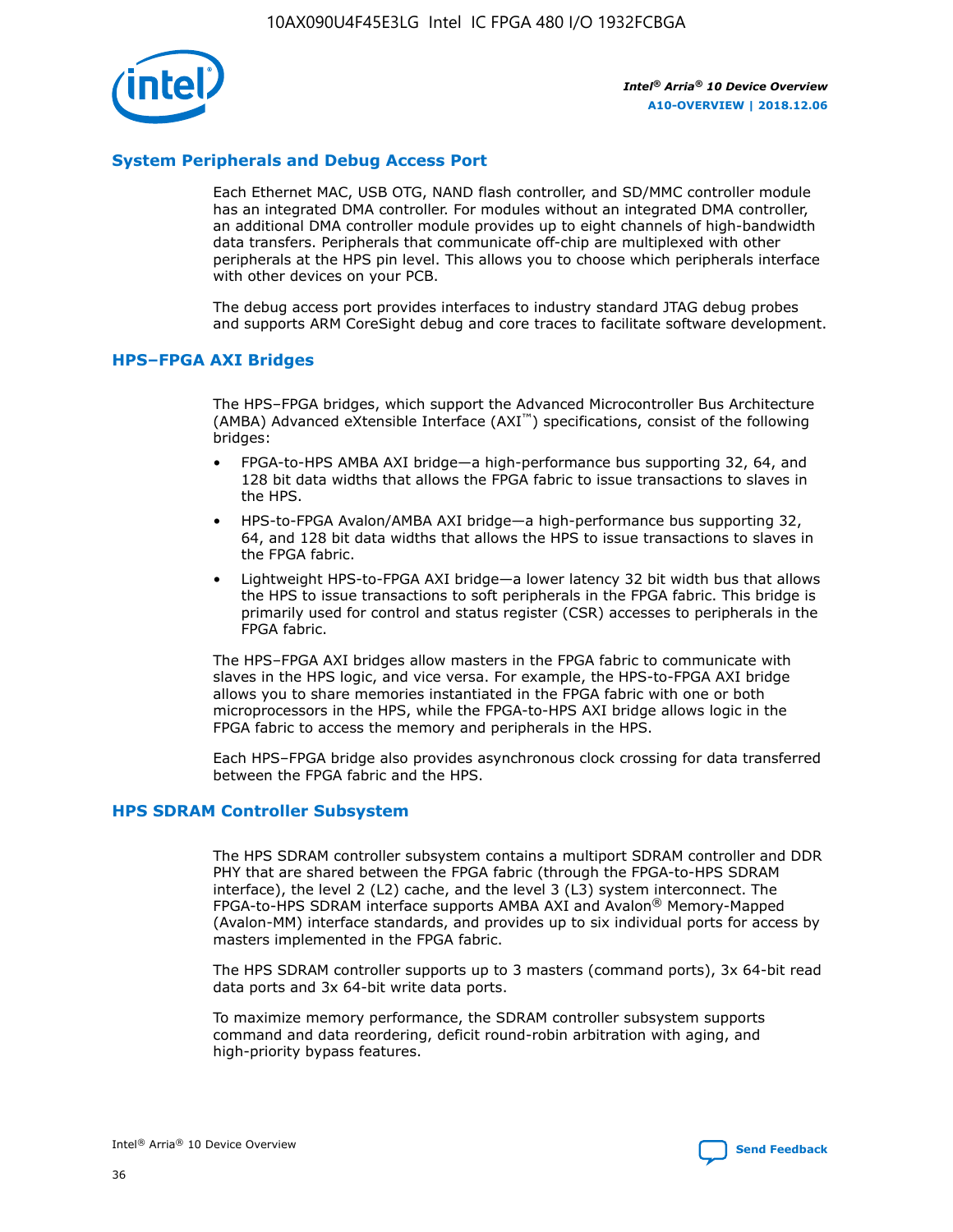## System Peripherals and Debug Access Port

Each Ethernet MAC, USB OTG, NAND flash controller, and SD/MMC controller module has an integrated DMA controller. For modules without an integrated DMA controller, an additional DMA controller module provides up to eight channels of high-bandwidth data transfers. Peripherals that communicate off-chip are multiplexed with other peripherals at the HPS pin level. This allows you to choose which peripherals interface with other devices on your PCB.

The debug access port provides interfaces to industry standard JTAG debug probes and supports ARM CoreSight debug and core traces to facilitate software development.

## HPS–FPGA AXI Bridges

The HPS–FPGA bridges, which support the Advanced Microcontroller Bus Architecture (AMBA) Advanced eXtensible Interface (AXI™) specifications, consist of the following bridges:

- FPGA-to-HPS AMBA AXI bridge—a high-performance bus supporting 32, 64, and 128 bit data widths that allows the FPGA fabric to issue transactions to slaves in the HPS.
- HPS-to-FPGA Avalon/AMBA AXI bridge—a high-performance bus supporting 32, 64, and 128 bit data widths that allows the HPS to issue transactions to slaves in the FPGA fabric.
- Lightweight HPS-to-FPGA AXI bridge—a lower latency 32 bit width bus that allows the HPS to issue transactions to soft peripherals in the FPGA fabric. This bridge is primarily used for control and status register (CSR) accesses to peripherals in the FPGA fabric.

The HPS–FPGA AXI bridges allow masters in the FPGA fabric to communicate with slaves in the HPS logic, and vice versa. For example, the HPS-to-FPGA AXI bridge allows you to share memories instantiated in the FPGA fabric with one or both microprocessors in the HPS, while the FPGA-to-HPS AXI bridge allows logic in the FPGA fabric to access the memory and peripherals in the HPS.

Each HPS–FPGA bridge also provides asynchronous clock crossing for data transferred between the FPGA fabric and the HPS.

## HPS SDRAM Controller Subsystem

The HPS SDRAM controller subsystem contains a multiport SDRAM controller and DDR PHY that are shared between the FPGA fabric (through the FPGA-to-HPS SDRAM interface), the level 2 (L2) cache, and the level 3 (L3) system interconnect. The FPGA-to-HPS SDRAM interface supports AMBA AXI and Avalon® Memory-Mapped (Avalon-MM) interface standards, and provides up to six individual ports for access by masters implemented in the FPGA fabric.

The HPS SDRAM controller supports up to 3 masters (command ports), 3x 64-bit read data ports and 3x 64-bit write data ports.

To maximize memory performance, the SDRAM controller subsystem supports command and data reordering, deficit round-robin arbitration with aging, and high-priority bypass features.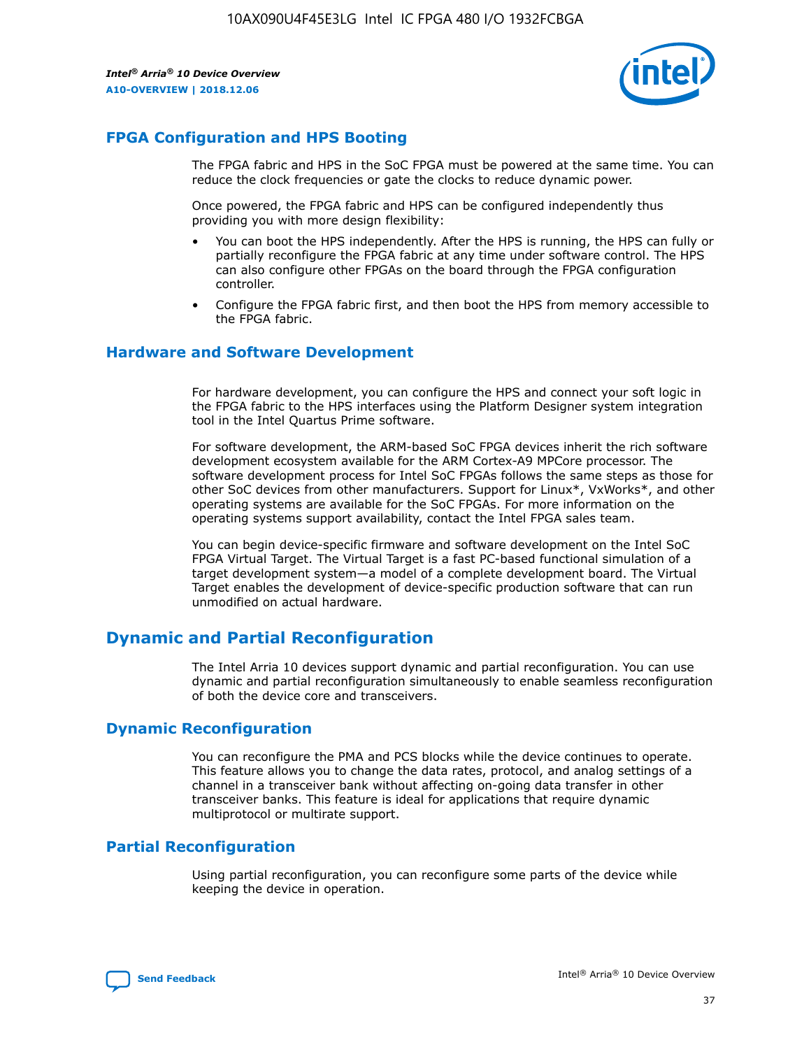## FPGA Configuration and HPS Booting

The FPGA fabric and HPS in the SoC FPGA must be powered at the same time. You can reduce the clock frequencies or gate the clocks to reduce dynamic power.

Once powered, the FPGA fabric and HPS can be configured independently thus providing you with more design flexibility:

- You can boot the HPS independently. After the HPS is running, the HPS can fully or partially reconfigure the FPGA fabric at any time under software control. The HPS can also configure other FPGAs on the board through the FPGA configuration controller.
- Configure the FPGA fabric first, and then boot the HPS from memory accessible to the FPGA fabric.

## Hardware and Software Development

For hardware development, you can configure the HPS and connect your soft logic in the FPGA fabric to the HPS interfaces using the Platform Designer system integration tool in the Intel Quartus Prime software.

For software development, the ARM-based SoC FPGA devices inherit the rich software development ecosystem available for the ARM Cortex-A9 MPCore processor. The software development process for Intel SoC FPGAs follows the same steps as those for other SoC devices from other manufacturers. Support for Linux*, VxWorks*, and other operating systems are available for the SoC FPGAs. For more information on the operating systems support availability, contact the Intel FPGA sales team.

You can begin device-specific firmware and software development on the Intel SoC FPGA Virtual Target. The Virtual Target is a fast PC-based functional simulation of a target development system—a model of a complete development board. The Virtual Target enables the development of device-specific production software that can run unmodified on actual hardware.

# Dynamic and Partial Reconfiguration

The Intel Arria 10 devices support dynamic and partial reconfiguration. You can use dynamic and partial reconfiguration simultaneously to enable seamless reconfiguration of both the device core and transceivers.

## Dynamic Reconfiguration

You can reconfigure the PMA and PCS blocks while the device continues to operate. This feature allows you to change the data rates, protocol, and analog settings of a channel in a transceiver bank without affecting on-going data transfer in other transceiver banks. This feature is ideal for applications that require dynamic multiprotocol or multirate support.

## Partial Reconfiguration

Using partial reconfiguration, you can reconfigure some parts of the device while keeping the device in operation.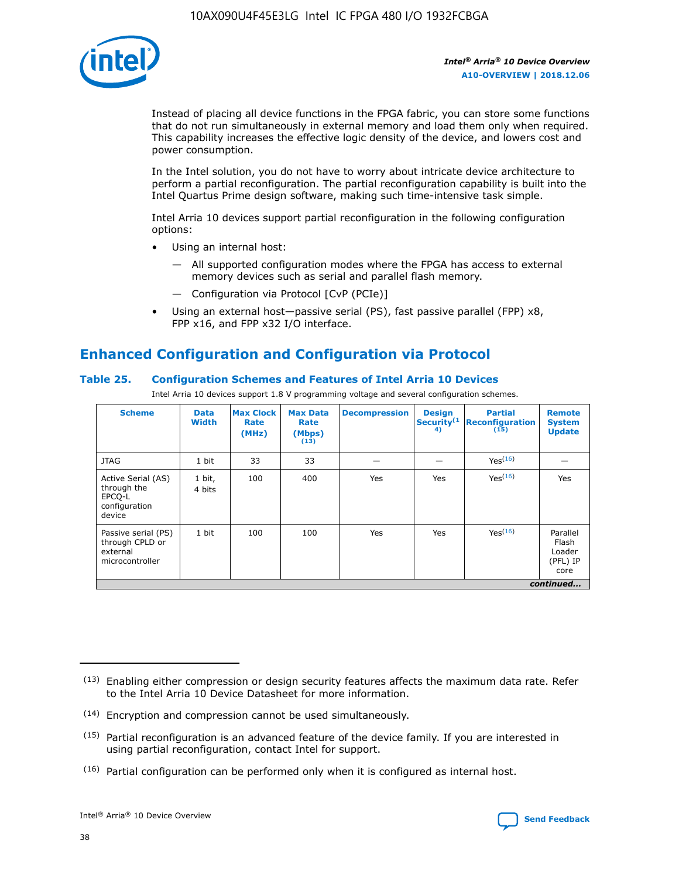Instead of placing all device functions in the FPGA fabric, you can store some functions that do not run simultaneously in external memory and load them only when required. This capability increases the effective logic density of the device, and lowers cost and power consumption.

In the Intel solution, you do not have to worry about intricate device architecture to perform a partial reconfiguration. The partial reconfiguration capability is built into the Intel Quartus Prime design software, making such time-intensive task simple.

Intel Arria 10 devices support partial reconfiguration in the following configuration options:

- Using an internal host:
  - — All supported configuration modes where the FPGA has access to external memory devices such as serial and parallel flash memory.
  - — Configuration via Protocol [CvP (PCIe)]
- Using an external host—passive serial (PS), fast passive parallel (FPP) x8, FPP x16, and FPP x32 I/O interface.

## Enhanced Configuration and Configuration via Protocol

### Table 25. Configuration Schemes and Features of Intel Arria 10 Devices

Intel Arria 10 devices support 1.8 V programming voltage and several configuration schemes.

| Scheme | Data Width | Max Clock Rate (MHz) | Max Data Rate (Mbps) (13) | Decompression | Design Security (14) | Partial Reconfiguration (15) | Remote System Update |
|---|---|---|---|---|---|---|---|
| JTAG | 1 bit | 33 | 33 | — | — | Yes (16) | — |
| Active Serial (AS) through the EPCQ-L configuration device | 1 bit, 4 bits | 100 | 400 | Yes | Yes | Yes (16) | Yes |
| Passive serial (PS) through CPLD or external microcontroller | 1 bit | 100 | 100 | Yes | Yes | Yes (16) | Parallel Flash Loader (PFL) IP core |
| *continued...* | | | | | | | |

(13) Enabling either compression or design security features affects the maximum data rate. Refer to the Intel Arria 10 Device Datasheet for more information.

(14) Encryption and compression cannot be used simultaneously.

(15) Partial reconfiguration is an advanced feature of the device family. If you are interested in using partial reconfiguration, contact Intel for support.

(16) Partial configuration can be performed only when it is configured as internal host.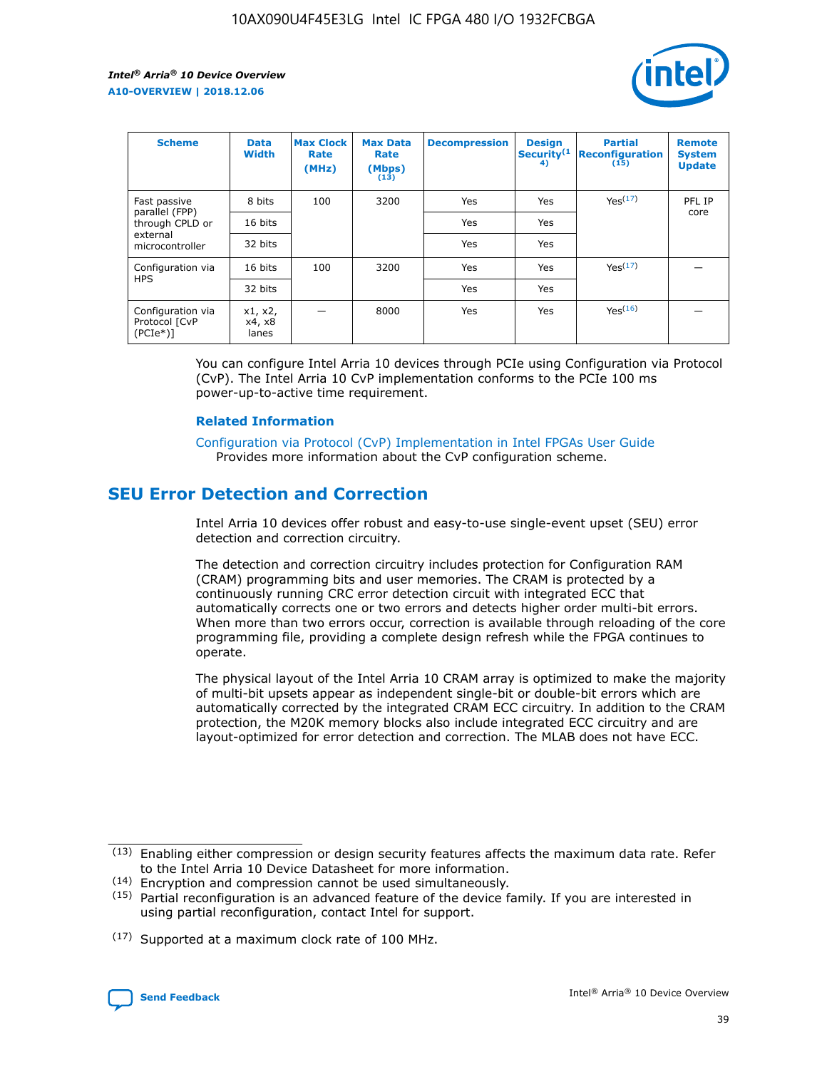| Scheme | Data Width | Max Clock Rate (MHz) | Max Data Rate (Mbps) (13) | Decompression | Design Security(14) | Partial Reconfiguration (15) | Remote System Update |
|---|---|---|---|---|---|---|---|
| Fast passive parallel (FPP) through CPLD or external microcontroller | 8 bits | 100 | 3200 | Yes | Yes | Yes(17) | PFL IP core |
| | 16 bits | | | Yes | Yes | | |
| | 32 bits | | | Yes | Yes | | |
| Configuration via HPS | 16 bits | 100 | 3200 | Yes | Yes | Yes(17) | — |
| | 32 bits | | | Yes | Yes | | |
| Configuration via Protocol [CvP (PCIe*)] | x1, x2, x4, x8 lanes | — | 8000 | Yes | Yes | Yes(16) | — |

You can configure Intel Arria 10 devices through PCIe using Configuration via Protocol (CvP). The Intel Arria 10 CvP implementation conforms to the PCIe 100 ms power-up-to-active time requirement.

### Related Information

Configuration via Protocol (CvP) Implementation in Intel FPGAs User Guide
Provides more information about the CvP configuration scheme.

## SEU Error Detection and Correction

Intel Arria 10 devices offer robust and easy-to-use single-event upset (SEU) error detection and correction circuitry.

The detection and correction circuitry includes protection for Configuration RAM (CRAM) programming bits and user memories. The CRAM is protected by a continuously running CRC error detection circuit with integrated ECC that automatically corrects one or two errors and detects higher order multi-bit errors. When more than two errors occur, correction is available through reloading of the core programming file, providing a complete design refresh while the FPGA continues to operate.

The physical layout of the Intel Arria 10 CRAM array is optimized to make the majority of multi-bit upsets appear as independent single-bit or double-bit errors which are automatically corrected by the integrated CRAM ECC circuitry. In addition to the CRAM protection, the M20K memory blocks also include integrated ECC circuitry and are layout-optimized for error detection and correction. The MLAB does not have ECC.

(13) Enabling either compression or design security features affects the maximum data rate. Refer to the Intel Arria 10 Device Datasheet for more information.

(14) Encryption and compression cannot be used simultaneously.

(15) Partial reconfiguration is an advanced feature of the device family. If you are interested in using partial reconfiguration, contact Intel for support.

(17) Supported at a maximum clock rate of 100 MHz.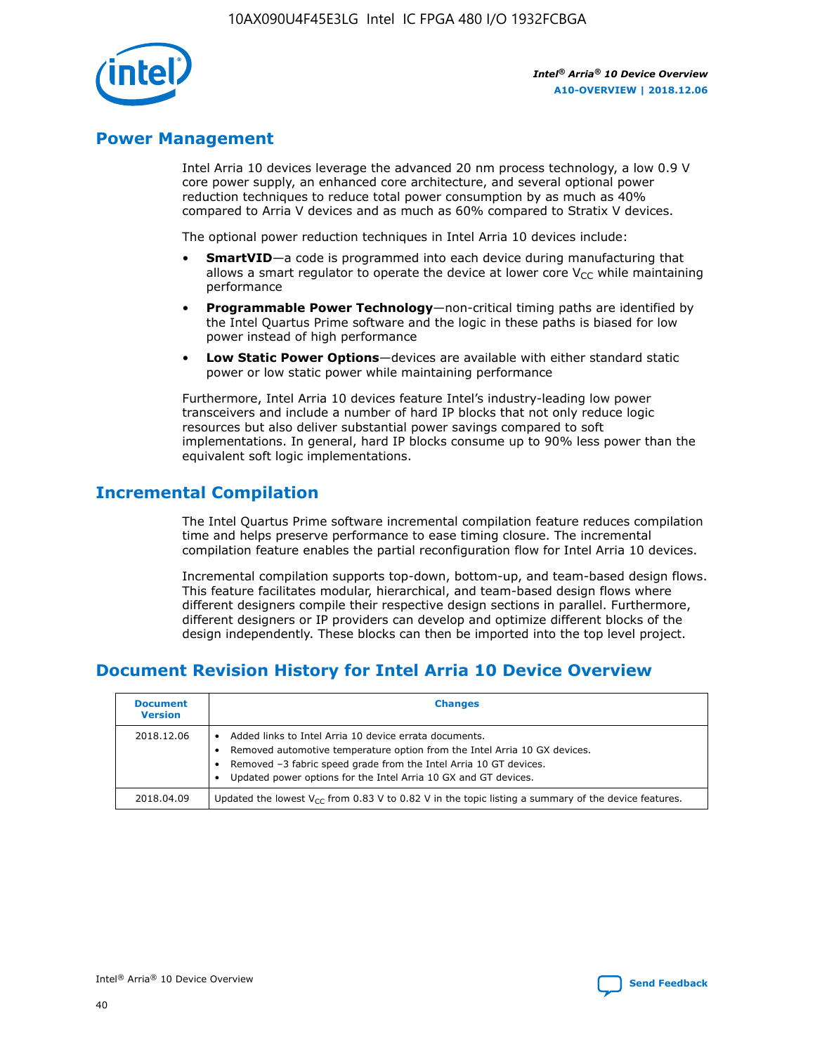## Power Management

Intel Arria 10 devices leverage the advanced 20 nm process technology, a low 0.9 V core power supply, an enhanced core architecture, and several optional power reduction techniques to reduce total power consumption by as much as 40% compared to Arria V devices and as much as 60% compared to Stratix V devices.

The optional power reduction techniques in Intel Arria 10 devices include:

- **SmartVID**—a code is programmed into each device during manufacturing that allows a smart regulator to operate the device at lower core $V_{CC}$ while maintaining performance
- **Programmable Power Technology**—non-critical timing paths are identified by the Intel Quartus Prime software and the logic in these paths is biased for low power instead of high performance
- **Low Static Power Options**—devices are available with either standard static power or low static power while maintaining performance

Furthermore, Intel Arria 10 devices feature Intel's industry-leading low power transceivers and include a number of hard IP blocks that not only reduce logic resources but also deliver substantial power savings compared to soft implementations. In general, hard IP blocks consume up to 90% less power than the equivalent soft logic implementations.

## Incremental Compilation

The Intel Quartus Prime software incremental compilation feature reduces compilation time and helps preserve performance to ease timing closure. The incremental compilation feature enables the partial reconfiguration flow for Intel Arria 10 devices.

Incremental compilation supports top-down, bottom-up, and team-based design flows. This feature facilitates modular, hierarchical, and team-based design flows where different designers compile their respective design sections in parallel. Furthermore, different designers or IP providers can develop and optimize different blocks of the design independently. These blocks can then be imported into the top level project.

## Document Revision History for Intel Arria 10 Device Overview

| Document Version | Changes |
| --- | --- |
| 2018.12.06 | • Added links to Intel Arria 10 device errata documents.<br>• Removed automotive temperature option from the Intel Arria 10 GX devices.<br>• Removed –3 fabric speed grade from the Intel Arria 10 GT devices.<br>• Updated power options for the Intel Arria 10 GX and GT devices. |
| 2018.04.09 | Updated the lowest $V_{CC}$ from 0.83 V to 0.82 V in the topic listing a summary of the device features. |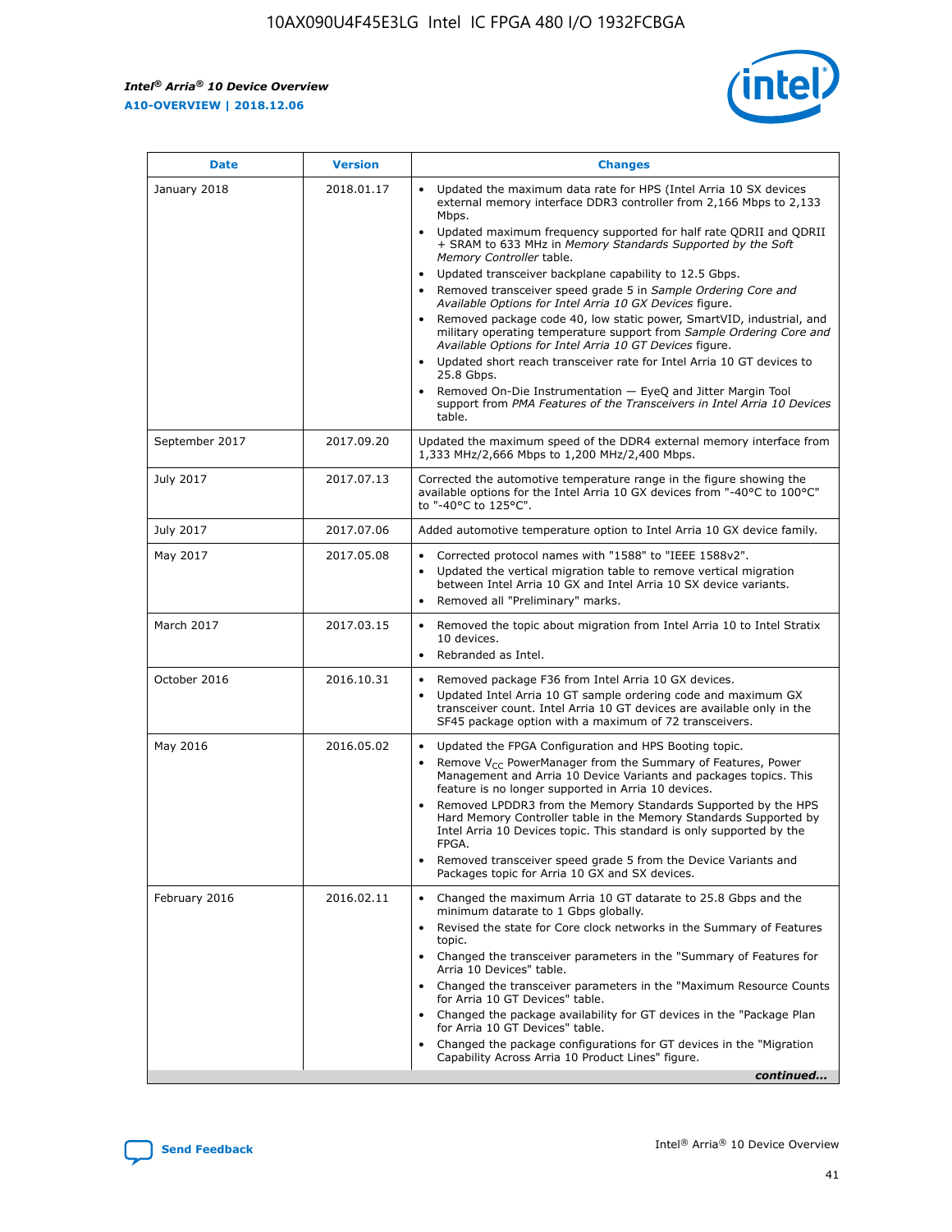| Date | Version | Changes |
| --- | --- | --- |
| January 2018 | 2018.01.17 | • Updated the maximum data rate for HPS (Intel Arria 10 SX devices external memory interface DDR3 controller from 2,166 Mbps to 2,133 Mbps.<br>• Updated maximum frequency supported for half rate QDRII and QDRII + SRAM to 633 MHz in *Memory Standards Supported by the Soft Memory Controller* table.<br>• Updated transceiver backplane capability to 12.5 Gbps.<br>• Removed transceiver speed grade 5 in *Sample Ordering Core and Available Options for Intel Arria 10 GX Devices* figure.<br>• Removed package code 40, low static power, SmartVID, industrial, and military operating temperature support from *Sample Ordering Core and Available Options for Intel Arria 10 GT Devices* figure.<br>• Updated short reach transceiver rate for Intel Arria 10 GT devices to 25.8 Gbps.<br>• Removed On-Die Instrumentation — EyeQ and Jitter Margin Tool support from *PMA Features of the Transceivers in Intel Arria 10 Devices* table. |
| September 2017 | 2017.09.20 | Updated the maximum speed of the DDR4 external memory interface from 1,333 MHz/2,666 Mbps to 1,200 MHz/2,400 Mbps. |
| July 2017 | 2017.07.13 | Corrected the automotive temperature range in the figure showing the available options for the Intel Arria 10 GX devices from "-40°C to 100°C" to "-40°C to 125°C". |
| July 2017 | 2017.07.06 | Added automotive temperature option to Intel Arria 10 GX device family. |
| May 2017 | 2017.05.08 | • Corrected protocol names with "1588" to "IEEE 1588v2".<br>• Updated the vertical migration table to remove vertical migration between Intel Arria 10 GX and Intel Arria 10 SX device variants.<br>• Removed all "Preliminary" marks. |
| March 2017 | 2017.03.15 | • Removed the topic about migration from Intel Arria 10 to Intel Stratix 10 devices.<br>• Rebranded as Intel. |
| October 2016 | 2016.10.31 | • Removed package F36 from Intel Arria 10 GX devices.<br>• Updated Intel Arria 10 GT sample ordering code and maximum GX transceiver count. Intel Arria 10 GT devices are available only in the SF45 package option with a maximum of 72 transceivers. |
| May 2016 | 2016.05.02 | • Updated the FPGA Configuration and HPS Booting topic.<br>• Remove $V_{CC}$ PowerManager from the Summary of Features, Power Management and Arria 10 Device Variants and packages topics. This feature is no longer supported in Arria 10 devices.<br>• Removed LPDDR3 from the Memory Standards Supported by the HPS Hard Memory Controller table in the Memory Standards Supported by Intel Arria 10 Devices topic. This standard is only supported by the FPGA.<br>• Removed transceiver speed grade 5 from the Device Variants and Packages topic for Arria 10 GX and SX devices. |
| February 2016 | 2016.02.11 | • Changed the maximum Arria 10 GT datarate to 25.8 Gbps and the minimum datarate to 1 Gbps globally.<br>• Revised the state for Core clock networks in the Summary of Features topic.<br>• Changed the transceiver parameters in the "Summary of Features for Arria 10 Devices" table.<br>• Changed the transceiver parameters in the "Maximum Resource Counts for Arria 10 GT Devices" table.<br>• Changed the package availability for GT devices in the "Package Plan for Arria 10 GT Devices" table.<br>• Changed the package configurations for GT devices in the "Migration Capability Across Arria 10 Product Lines" figure. |

*continued...*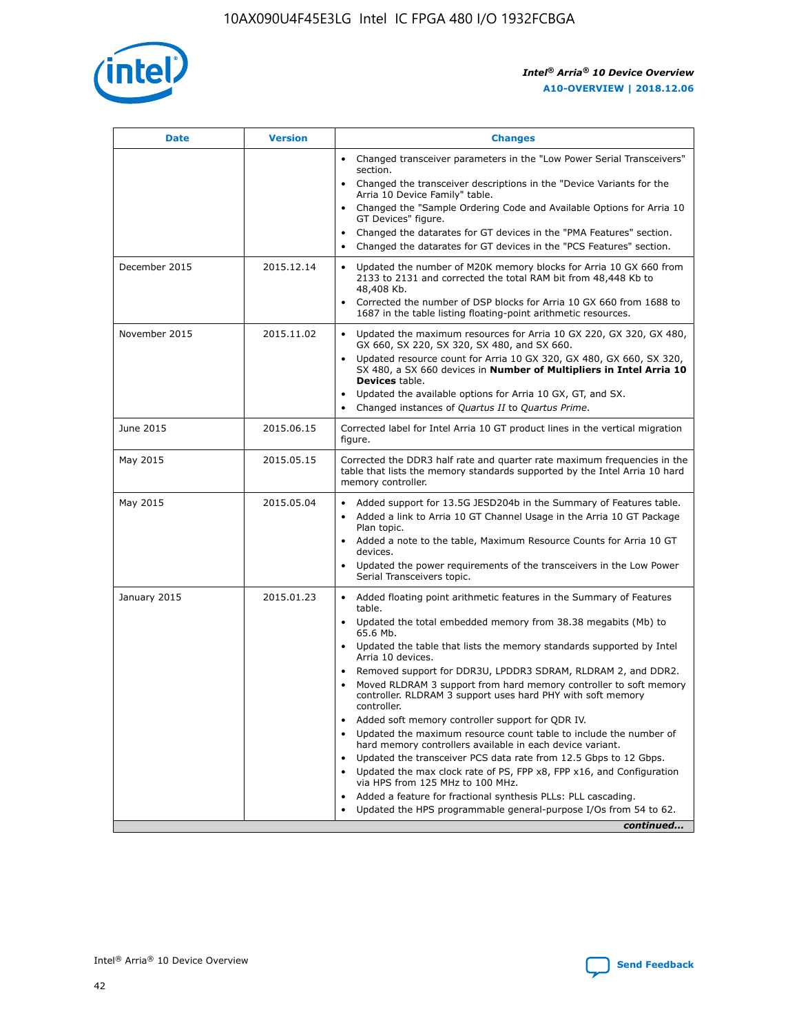| Date | Version | Changes |
| --- | --- | --- |
| | | • Changed transceiver parameters in the "Low Power Serial Transceivers" section.<br>• Changed the transceiver descriptions in the "Device Variants for the Arria 10 Device Family" table.<br>• Changed the "Sample Ordering Code and Available Options for Arria 10 GT Devices" figure.<br>• Changed the datarates for GT devices in the "PMA Features" section.<br>• Changed the datarates for GT devices in the "PCS Features" section. |
| December 2015 | 2015.12.14 | • Updated the number of M20K memory blocks for Arria 10 GX 660 from 2133 to 2131 and corrected the total RAM bit from 48,448 Kb to 48,408 Kb.<br>• Corrected the number of DSP blocks for Arria 10 GX 660 from 1688 to 1687 in the table listing floating-point arithmetic resources. |
| November 2015 | 2015.11.02 | • Updated the maximum resources for Arria 10 GX 220, GX 320, GX 480, GX 660, SX 220, SX 320, SX 480, and SX 660.<br>• Updated resource count for Arria 10 GX 320, GX 480, GX 660, SX 320, SX 480, a SX 660 devices in **Number of Multipliers in Intel Arria 10 Devices** table.<br>• Updated the available options for Arria 10 GX, GT, and SX.<br>• Changed instances of *Quartus II* to *Quartus Prime*. |
| June 2015 | 2015.06.15 | Corrected label for Intel Arria 10 GT product lines in the vertical migration figure. |
| May 2015 | 2015.05.15 | Corrected the DDR3 half rate and quarter rate maximum frequencies in the table that lists the memory standards supported by the Intel Arria 10 hard memory controller. |
| May 2015 | 2015.05.04 | • Added support for 13.5G JESD204b in the Summary of Features table.<br>• Added a link to Arria 10 GT Channel Usage in the Arria 10 GT Package Plan topic.<br>• Added a note to the table, Maximum Resource Counts for Arria 10 GT devices.<br>• Updated the power requirements of the transceivers in the Low Power Serial Transceivers topic. |
| January 2015 | 2015.01.23 | • Added floating point arithmetic features in the Summary of Features table.<br>• Updated the total embedded memory from 38.38 megabits (Mb) to 65.6 Mb.<br>• Updated the table that lists the memory standards supported by Intel Arria 10 devices.<br>• Removed support for DDR3U, LPDDR3 SDRAM, RLDRAM 2, and DDR2.<br>• Moved RLDRAM 3 support from hard memory controller to soft memory controller. RLDRAM 3 support uses hard PHY with soft memory controller.<br>• Added soft memory controller support for QDR IV.<br>• Updated the maximum resource count table to include the number of hard memory controllers available in each device variant.<br>• Updated the transceiver PCS data rate from 12.5 Gbps to 12 Gbps.<br>• Updated the max clock rate of PS, FPP x8, FPP x16, and Configuration via HPS from 125 MHz to 100 MHz.<br>• Added a feature for fractional synthesis PLLs: PLL cascading.<br>• Updated the HPS programmable general-purpose I/Os from 54 to 62. |

*continued...*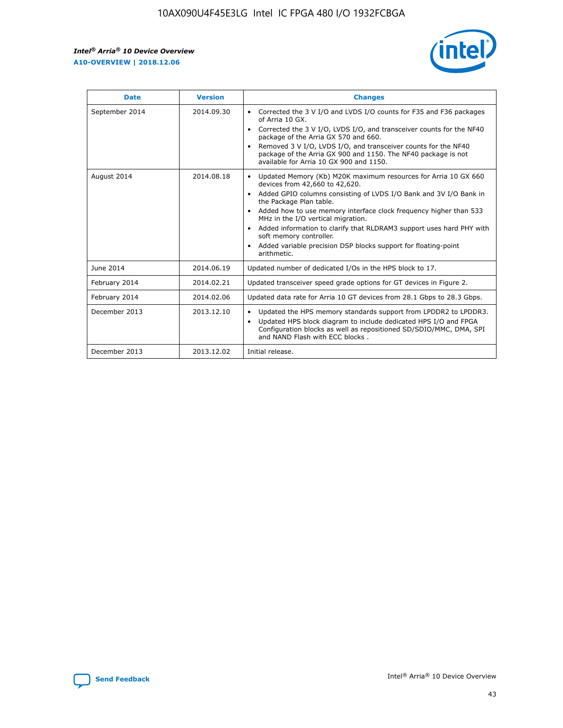| Date | Version | Changes |
| --- | --- | --- |
| September 2014 | 2014.09.30 | • Corrected the 3 V I/O and LVDS I/O counts for F35 and F36 packages of Arria 10 GX.<br>• Corrected the 3 V I/O, LVDS I/O, and transceiver counts for the NF40 package of the Arria GX 570 and 660.<br>• Removed 3 V I/O, LVDS I/O, and transceiver counts for the NF40 package of the Arria GX 900 and 1150. The NF40 package is not available for Arria 10 GX 900 and 1150. |
| August 2014 | 2014.08.18 | • Updated Memory (Kb) M20K maximum resources for Arria 10 GX 660 devices from 42,660 to 42,620.<br>• Added GPIO columns consisting of LVDS I/O Bank and 3V I/O Bank in the Package Plan table.<br>• Added how to use memory interface clock frequency higher than 533 MHz in the I/O vertical migration.<br>• Added information to clarify that RLDRAM3 support uses hard PHY with soft memory controller.<br>• Added variable precision DSP blocks support for floating-point arithmetic. |
| June 2014 | 2014.06.19 | Updated number of dedicated I/Os in the HPS block to 17. |
| February 2014 | 2014.02.21 | Updated transceiver speed grade options for GT devices in Figure 2. |
| February 2014 | 2014.02.06 | Updated data rate for Arria 10 GT devices from 28.1 Gbps to 28.3 Gbps. |
| December 2013 | 2013.12.10 | • Updated the HPS memory standards support from LPDDR2 to LPDDR3.<br>• Updated HPS block diagram to include dedicated HPS I/O and FPGA Configuration blocks as well as repositioned SD/SDIO/MMC, DMA, SPI and NAND Flash with ECC blocks . |
| December 2013 | 2013.12.02 | Initial release. |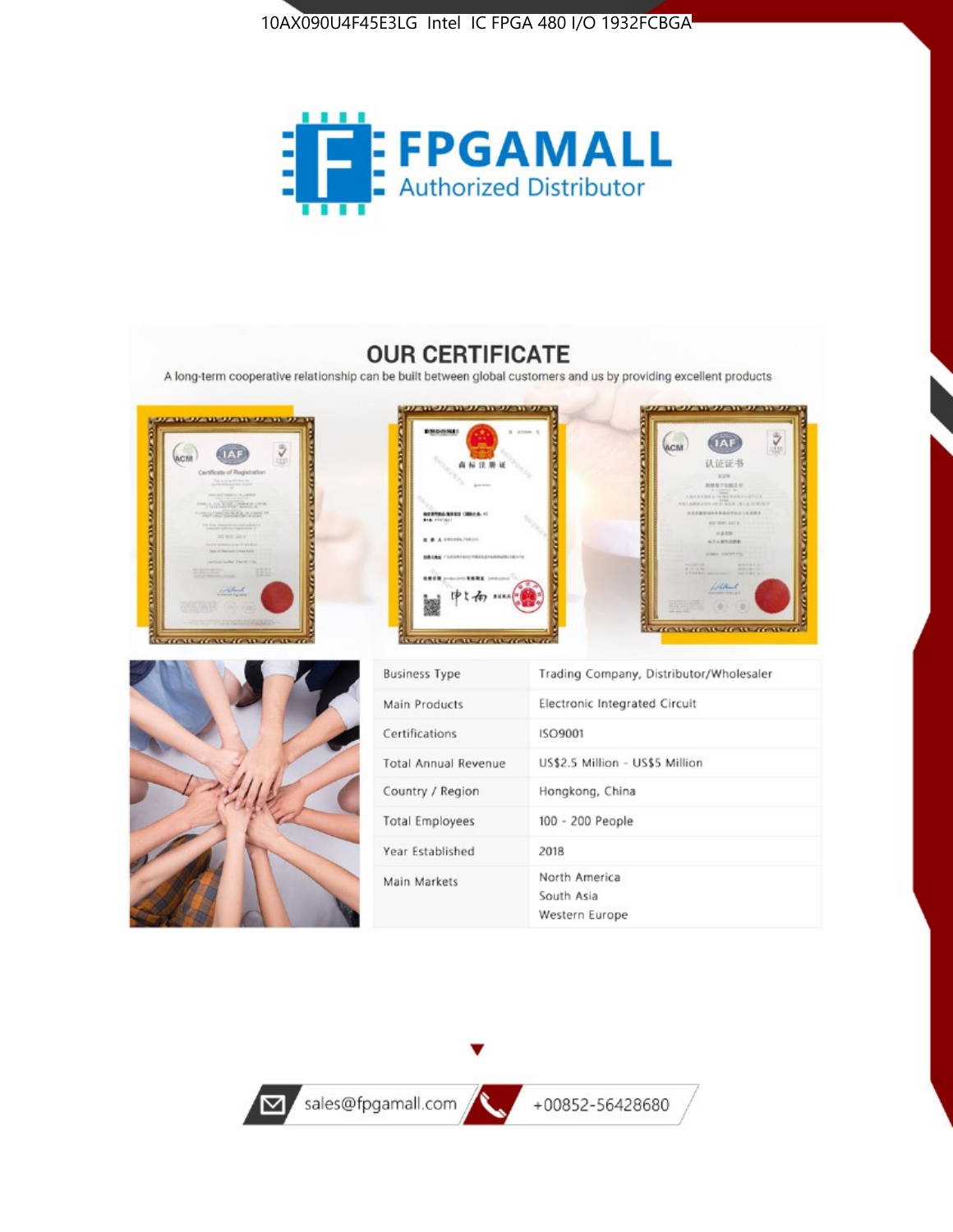FPGAMALL

Authorized Distributor

## OUR CERTIFICATE

A long-term cooperative relationship can be built between global customers and us by providing excellent products

| | |
|---|---|
| Business Type | Trading Company, Distributor/Wholesaler |
| Main Products | Electronic Integrated Circuit |
| Certifications | ISO9001 |
| Total Annual Revenue | US$2.5 Million - US$5 Million |
| Country / Region | Hongkong, China |
| Total Employees | 100 - 200 People |
| Year Established | 2018 |
| Main Markets | North America<br>South Asia<br>Western Europe |

sales@fpgamall.com

+00852-56428680